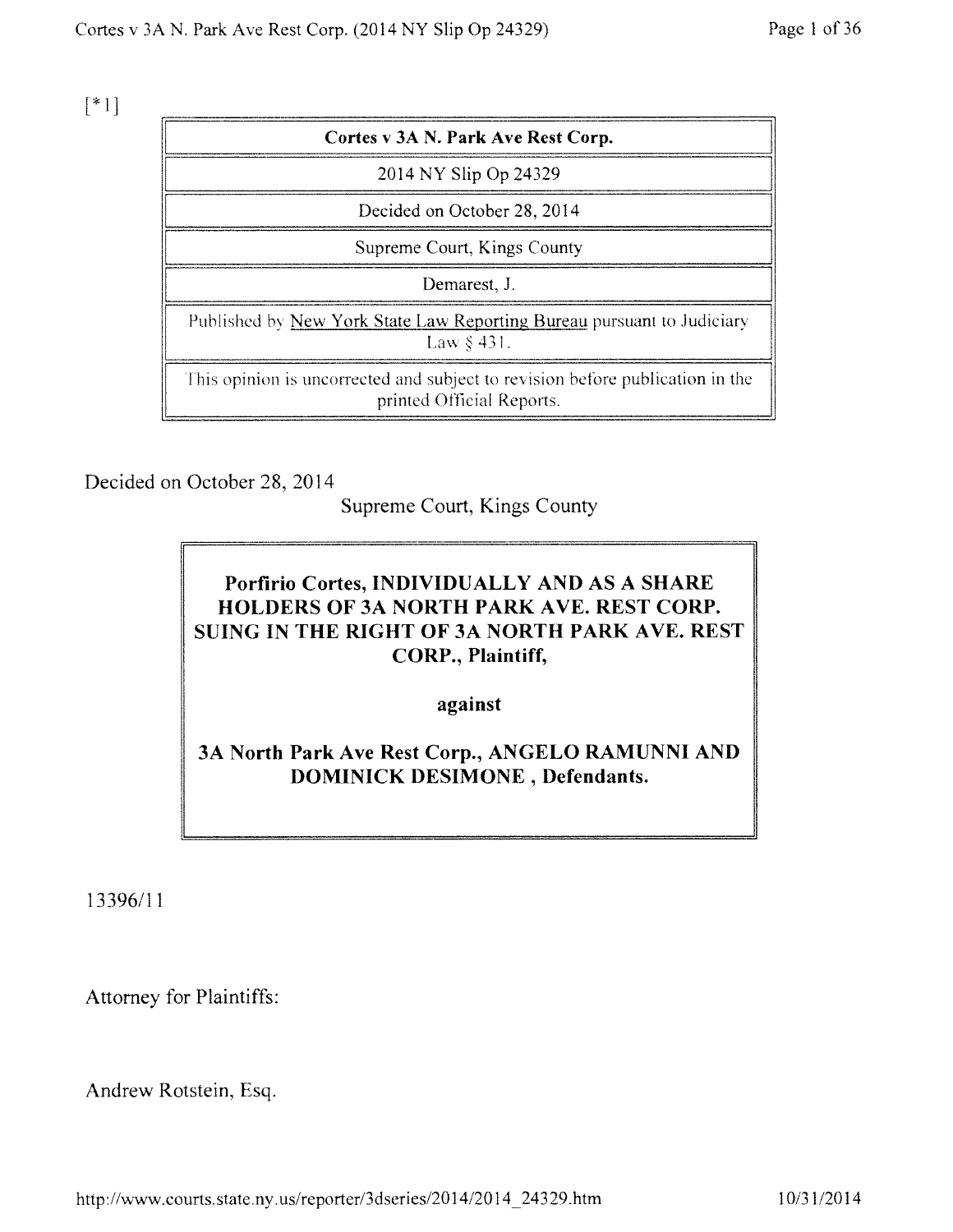[*1]

| Cortes v 3A N. Park Ave Rest Corp. |
| --- |
| 2014 NY Slip Op 24329 |
| Decided on October 28, 2014 |
| Supreme Court, Kings County |
| Demarest, J. |
| Published by New York State Law Reporting Bureau pursuant to Judiciary Law § 431. |
| This opinion is uncorrected and subject to revision before publication in the printed Official Reports. |

Decided on October 28, 2014

Supreme Court, Kings County

**Porfirio Cortes, INDIVIDUALLY AND AS A SHARE HOLDERS OF 3A NORTH PARK AVE. REST CORP. SUING IN THE RIGHT OF 3A NORTH PARK AVE. REST CORP., Plaintiff,**

**against**

**3A North Park Ave Rest Corp., ANGELO RAMUNNI AND DOMINICK DESIMONE , Defendants.**

13396/11

Attorney for Plaintiffs:

Andrew Rotstein, Esq.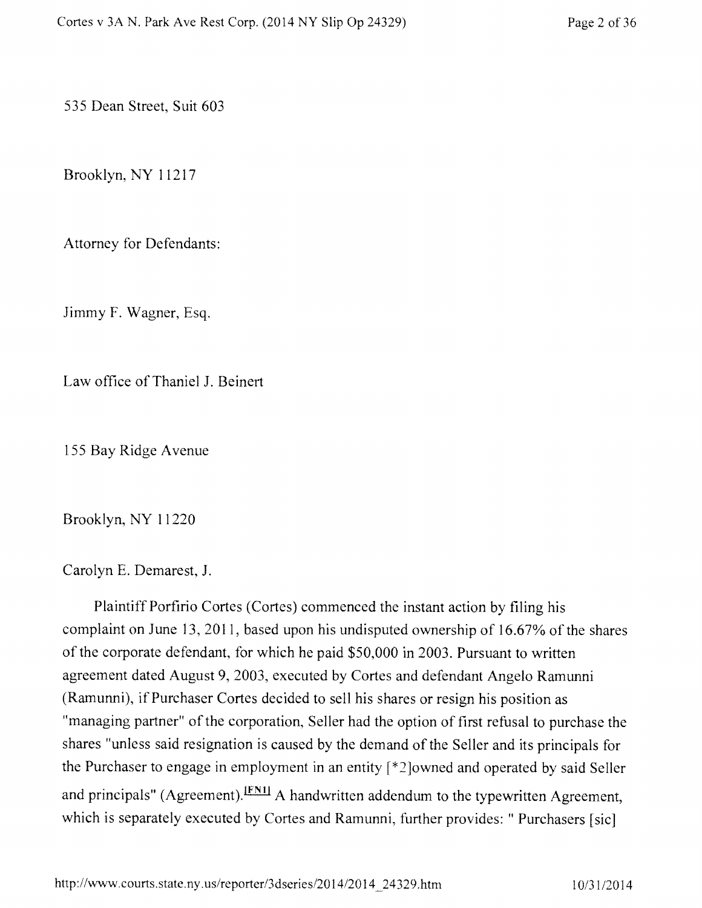535 Dean Street, Suit 603

Brooklyn, NY 11217

Attorney for Defendants:

Jimmy F. Wagner, Esq.

Law office of Thaniel J. Beinert

155 Bay Ridge Avenue

Brooklyn, NY 11220

Carolyn E. Demarest, J.

Plaintiff Porfirio Cortes (Cortes) commenced the instant action by filing his complaint on June 13, 2011, based upon his undisputed ownership of 16.67% of the shares of the corporate defendant, for which he paid $50,000 in 2003. Pursuant to written agreement dated August 9, 2003, executed by Cortes and defendant Angelo Ramunni (Ramunni), if Purchaser Cortes decided to sell his shares or resign his position as "managing partner" of the corporation, Seller had the option of first refusal to purchase the shares "unless said resignation is caused by the demand of the Seller and its principals for the Purchaser to engage in employment in an entity [*2]owned and operated by said Seller and principals" (Agreement).[FN1] A handwritten addendum to the typewritten Agreement, which is separately executed by Cortes and Ramunni, further provides: " Purchasers [sic]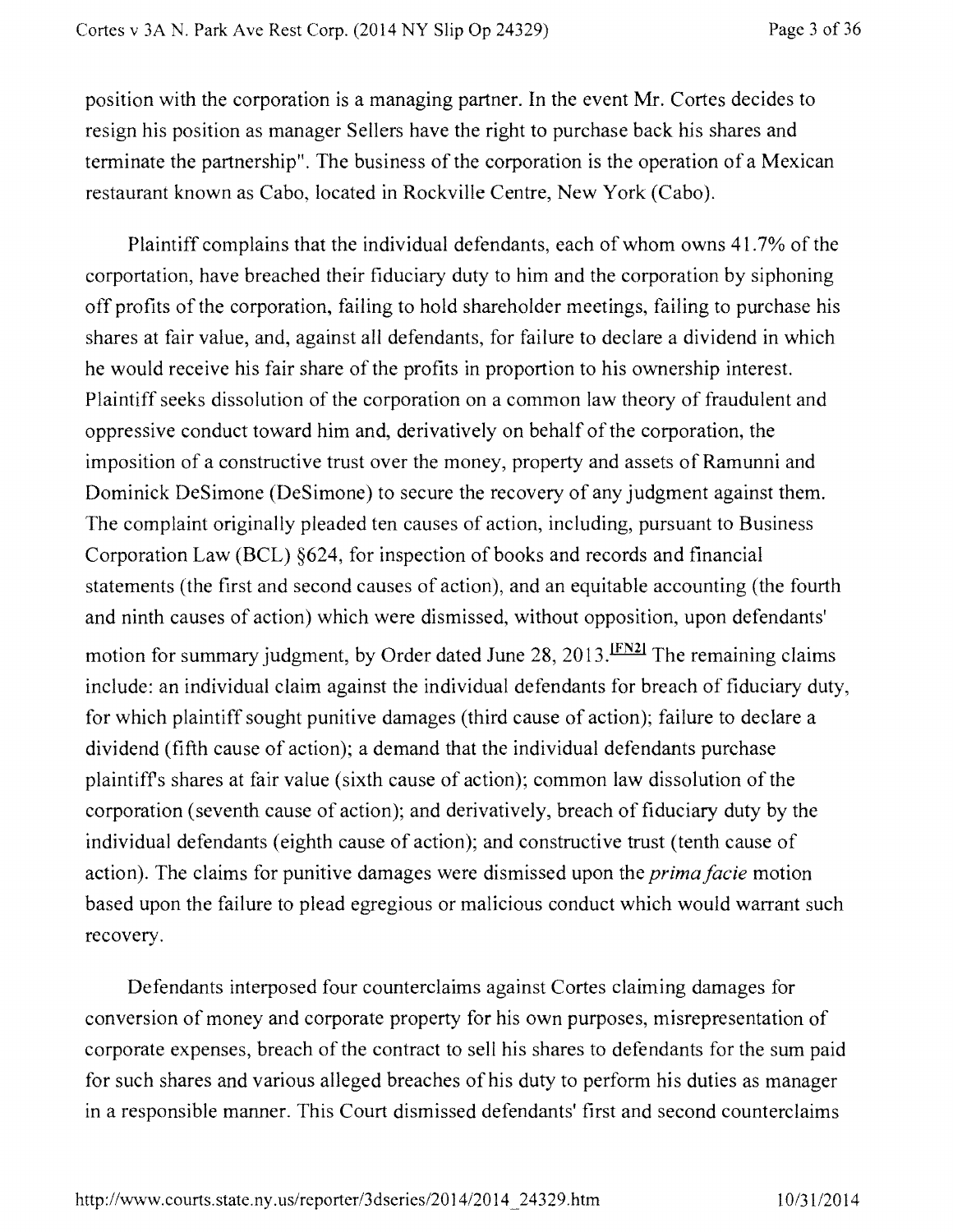position with the corporation is a managing partner. In the event Mr. Cortes decides to resign his position as manager Sellers have the right to purchase back his shares and terminate the partnership". The business of the corporation is the operation of a Mexican restaurant known as Cabo, located in Rockville Centre, New York (Cabo).

Plaintiff complains that the individual defendants, each of whom owns 41.7% of the corportation, have breached their fiduciary duty to him and the corporation by siphoning off profits of the corporation, failing to hold shareholder meetings, failing to purchase his shares at fair value, and, against all defendants, for failure to declare a dividend in which he would receive his fair share of the profits in proportion to his ownership interest. Plaintiff seeks dissolution of the corporation on a common law theory of fraudulent and oppressive conduct toward him and, derivatively on behalf of the corporation, the imposition of a constructive trust over the money, property and assets of Ramunni and Dominick DeSimone (DeSimone) to secure the recovery of any judgment against them. The complaint originally pleaded ten causes of action, including, pursuant to Business Corporation Law (BCL) §624, for inspection of books and records and financial statements (the first and second causes of action), and an equitable accounting (the fourth and ninth causes of action) which were dismissed, without opposition, upon defendants' motion for summary judgment, by Order dated June 28, 2013.[FN2] The remaining claims include: an individual claim against the individual defendants for breach of fiduciary duty, for which plaintiff sought punitive damages (third cause of action); failure to declare a dividend (fifth cause of action); a demand that the individual defendants purchase plaintiff's shares at fair value (sixth cause of action); common law dissolution of the corporation (seventh cause of action); and derivatively, breach of fiduciary duty by the individual defendants (eighth cause of action); and constructive trust (tenth cause of action). The claims for punitive damages were dismissed upon the *prima facie* motion based upon the failure to plead egregious or malicious conduct which would warrant such recovery.

Defendants interposed four counterclaims against Cortes claiming damages for conversion of money and corporate property for his own purposes, misrepresentation of corporate expenses, breach of the contract to sell his shares to defendants for the sum paid for such shares and various alleged breaches of his duty to perform his duties as manager in a responsible manner. This Court dismissed defendants' first and second counterclaims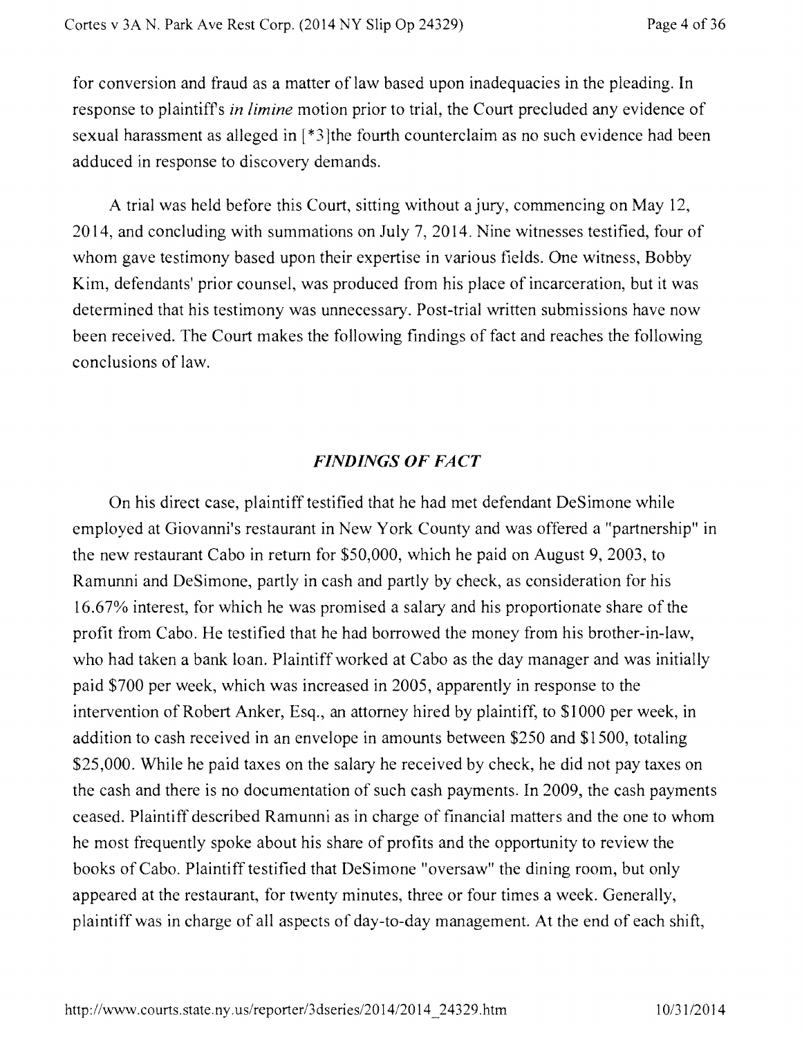for conversion and fraud as a matter of law based upon inadequacies in the pleading. In response to plaintiff's *in limine* motion prior to trial, the Court precluded any evidence of sexual harassment as alleged in [*3]the fourth counterclaim as no such evidence had been adduced in response to discovery demands.

A trial was held before this Court, sitting without a jury, commencing on May 12, 2014, and concluding with summations on July 7, 2014. Nine witnesses testified, four of whom gave testimony based upon their expertise in various fields. One witness, Bobby Kim, defendants' prior counsel, was produced from his place of incarceration, but it was determined that his testimony was unnecessary. Post-trial written submissions have now been received. The Court makes the following findings of fact and reaches the following conclusions of law.

## *FINDINGS OF FACT*

On his direct case, plaintiff testified that he had met defendant DeSimone while employed at Giovanni's restaurant in New York County and was offered a "partnership" in the new restaurant Cabo in return for $50,000, which he paid on August 9, 2003, to Ramunni and DeSimone, partly in cash and partly by check, as consideration for his 16.67% interest, for which he was promised a salary and his proportionate share of the profit from Cabo. He testified that he had borrowed the money from his brother-in-law, who had taken a bank loan. Plaintiff worked at Cabo as the day manager and was initially paid $700 per week, which was increased in 2005, apparently in response to the intervention of Robert Anker, Esq., an attorney hired by plaintiff, to $1000 per week, in addition to cash received in an envelope in amounts between $250 and $1500, totaling $25,000. While he paid taxes on the salary he received by check, he did not pay taxes on the cash and there is no documentation of such cash payments. In 2009, the cash payments ceased. Plaintiff described Ramunni as in charge of financial matters and the one to whom he most frequently spoke about his share of profits and the opportunity to review the books of Cabo. Plaintiff testified that DeSimone "oversaw" the dining room, but only appeared at the restaurant, for twenty minutes, three or four times a week. Generally, plaintiff was in charge of all aspects of day-to-day management. At the end of each shift,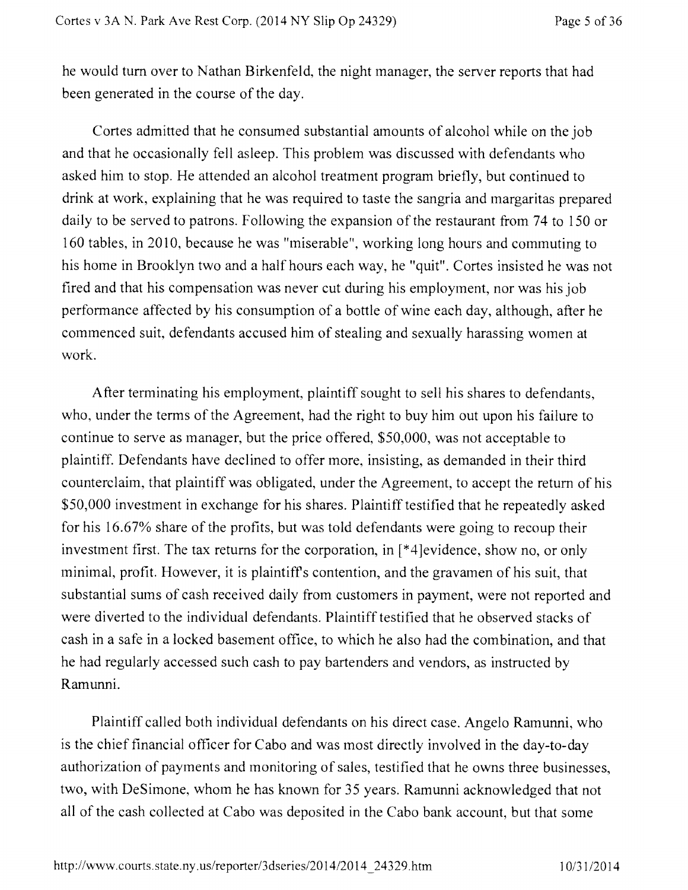he would turn over to Nathan Birkenfeld, the night manager, the server reports that had been generated in the course of the day.

Cortes admitted that he consumed substantial amounts of alcohol while on the job and that he occasionally fell asleep. This problem was discussed with defendants who asked him to stop. He attended an alcohol treatment program briefly, but continued to drink at work, explaining that he was required to taste the sangria and margaritas prepared daily to be served to patrons. Following the expansion of the restaurant from 74 to 150 or 160 tables, in 2010, because he was "miserable", working long hours and commuting to his home in Brooklyn two and a half hours each way, he "quit". Cortes insisted he was not fired and that his compensation was never cut during his employment, nor was his job performance affected by his consumption of a bottle of wine each day, although, after he commenced suit, defendants accused him of stealing and sexually harassing women at work.

After terminating his employment, plaintiff sought to sell his shares to defendants, who, under the terms of the Agreement, had the right to buy him out upon his failure to continue to serve as manager, but the price offered, $50,000, was not acceptable to plaintiff. Defendants have declined to offer more, insisting, as demanded in their third counterclaim, that plaintiff was obligated, under the Agreement, to accept the return of his $50,000 investment in exchange for his shares. Plaintiff testified that he repeatedly asked for his 16.67% share of the profits, but was told defendants were going to recoup their investment first. The tax returns for the corporation, in [*4]evidence, show no, or only minimal, profit. However, it is plaintiff's contention, and the gravamen of his suit, that substantial sums of cash received daily from customers in payment, were not reported and were diverted to the individual defendants. Plaintiff testified that he observed stacks of cash in a safe in a locked basement office, to which he also had the combination, and that he had regularly accessed such cash to pay bartenders and vendors, as instructed by Ramunni.

Plaintiff called both individual defendants on his direct case. Angelo Ramunni, who is the chief financial officer for Cabo and was most directly involved in the day-to-day authorization of payments and monitoring of sales, testified that he owns three businesses, two, with DeSimone, whom he has known for 35 years. Ramunni acknowledged that not all of the cash collected at Cabo was deposited in the Cabo bank account, but that some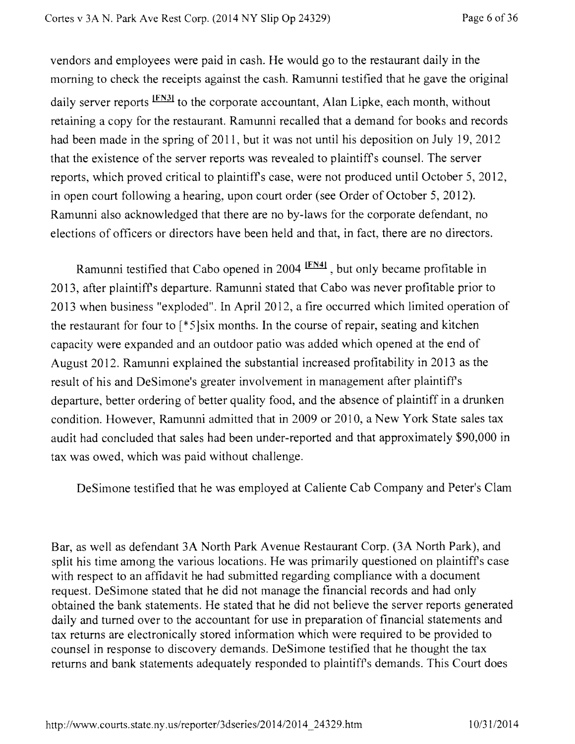vendors and employees were paid in cash. He would go to the restaurant daily in the morning to check the receipts against the cash. Ramunni testified that he gave the original daily server reports [FN3] to the corporate accountant, Alan Lipke, each month, without retaining a copy for the restaurant. Ramunni recalled that a demand for books and records had been made in the spring of 2011, but it was not until his deposition on July 19, 2012 that the existence of the server reports was revealed to plaintiff's counsel. The server reports, which proved critical to plaintiff's case, were not produced until October 5, 2012, in open court following a hearing, upon court order (see Order of October 5, 2012). Ramunni also acknowledged that there are no by-laws for the corporate defendant, no elections of officers or directors have been held and that, in fact, there are no directors.

Ramunni testified that Cabo opened in 2004 [FN4], but only became profitable in 2013, after plaintiff's departure. Ramunni stated that Cabo was never profitable prior to 2013 when business "exploded". In April 2012, a fire occurred which limited operation of the restaurant for four to [*5]six months. In the course of repair, seating and kitchen capacity were expanded and an outdoor patio was added which opened at the end of August 2012. Ramunni explained the substantial increased profitability in 2013 as the result of his and DeSimone's greater involvement in management after plaintiff's departure, better ordering of better quality food, and the absence of plaintiff in a drunken condition. However, Ramunni admitted that in 2009 or 2010, a New York State sales tax audit had concluded that sales had been under-reported and that approximately $90,000 in tax was owed, which was paid without challenge.

DeSimone testified that he was employed at Caliente Cab Company and Peter's Clam Bar, as well as defendant 3A North Park Avenue Restaurant Corp. (3A North Park), and split his time among the various locations. He was primarily questioned on plaintiff's case with respect to an affidavit he had submitted regarding compliance with a document request. DeSimone stated that he did not manage the financial records and had only obtained the bank statements. He stated that he did not believe the server reports generated daily and turned over to the accountant for use in preparation of financial statements and tax returns are electronically stored information which were required to be provided to counsel in response to discovery demands. DeSimone testified that he thought the tax returns and bank statements adequately responded to plaintiff's demands. This Court does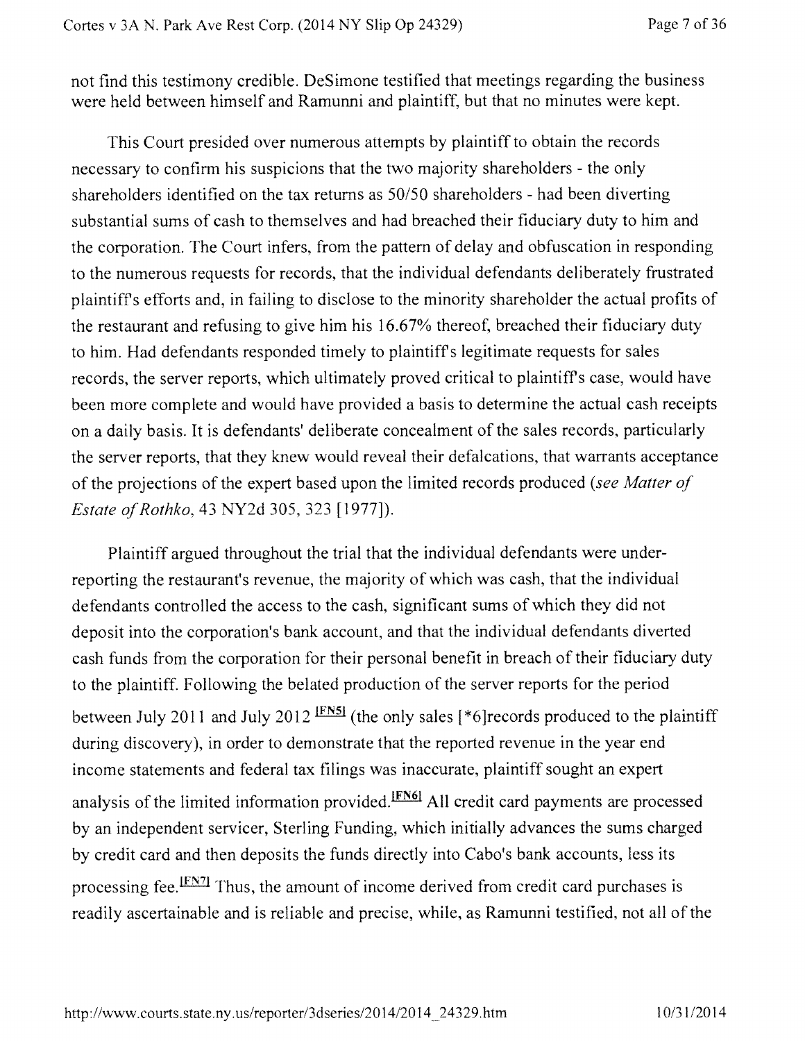not find this testimony credible. DeSimone testified that meetings regarding the business were held between himself and Ramunni and plaintiff, but that no minutes were kept.

This Court presided over numerous attempts by plaintiff to obtain the records necessary to confirm his suspicions that the two majority shareholders - the only shareholders identified on the tax returns as 50/50 shareholders - had been diverting substantial sums of cash to themselves and had breached their fiduciary duty to him and the corporation. The Court infers, from the pattern of delay and obfuscation in responding to the numerous requests for records, that the individual defendants deliberately frustrated plaintiff's efforts and, in failing to disclose to the minority shareholder the actual profits of the restaurant and refusing to give him his 16.67% thereof, breached their fiduciary duty to him. Had defendants responded timely to plaintiff's legitimate requests for sales records, the server reports, which ultimately proved critical to plaintiff's case, would have been more complete and would have provided a basis to determine the actual cash receipts on a daily basis. It is defendants' deliberate concealment of the sales records, particularly the server reports, that they knew would reveal their defalcations, that warrants acceptance of the projections of the expert based upon the limited records produced (*see Matter of Estate of Rothko*, 43 NY2d 305, 323 [1977]).

Plaintiff argued throughout the trial that the individual defendants were under-reporting the restaurant's revenue, the majority of which was cash, that the individual defendants controlled the access to the cash, significant sums of which they did not deposit into the corporation's bank account, and that the individual defendants diverted cash funds from the corporation for their personal benefit in breach of their fiduciary duty to the plaintiff. Following the belated production of the server reports for the period between July 2011 and July 2012 [FN5] (the only sales [*6]records produced to the plaintiff during discovery), in order to demonstrate that the reported revenue in the year end income statements and federal tax filings was inaccurate, plaintiff sought an expert analysis of the limited information provided.[FN6] All credit card payments are processed by an independent servicer, Sterling Funding, which initially advances the sums charged by credit card and then deposits the funds directly into Cabo's bank accounts, less its processing fee.[FN7] Thus, the amount of income derived from credit card purchases is readily ascertainable and is reliable and precise, while, as Ramunni testified, not all of the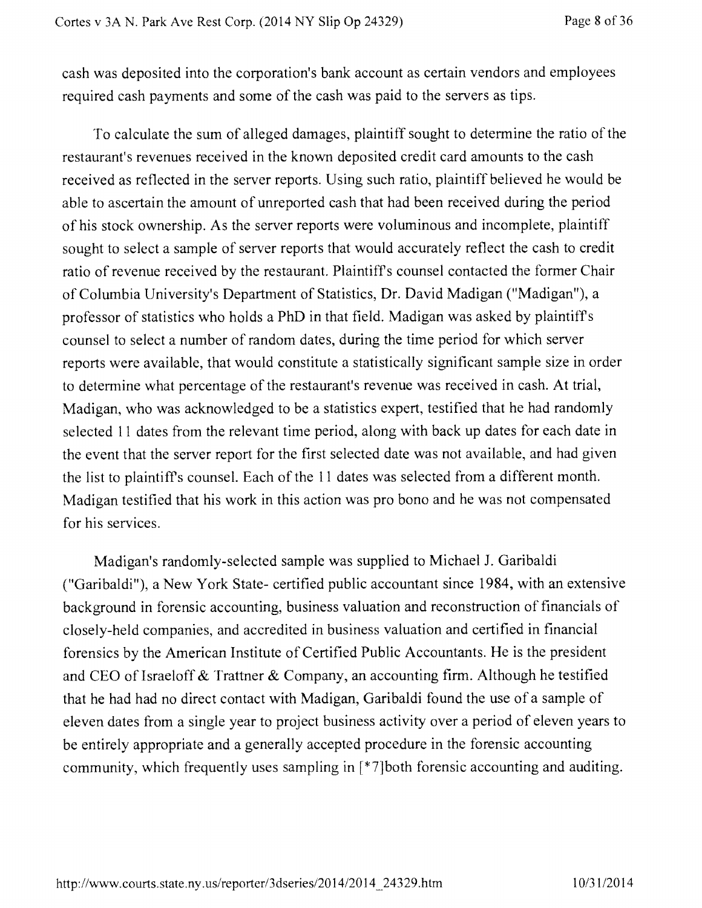cash was deposited into the corporation's bank account as certain vendors and employees required cash payments and some of the cash was paid to the servers as tips.

To calculate the sum of alleged damages, plaintiff sought to determine the ratio of the restaurant's revenues received in the known deposited credit card amounts to the cash received as reflected in the server reports. Using such ratio, plaintiff believed he would be able to ascertain the amount of unreported cash that had been received during the period of his stock ownership. As the server reports were voluminous and incomplete, plaintiff sought to select a sample of server reports that would accurately reflect the cash to credit ratio of revenue received by the restaurant. Plaintiff's counsel contacted the former Chair of Columbia University's Department of Statistics, Dr. David Madigan ("Madigan"), a professor of statistics who holds a PhD in that field. Madigan was asked by plaintiff's counsel to select a number of random dates, during the time period for which server reports were available, that would constitute a statistically significant sample size in order to determine what percentage of the restaurant's revenue was received in cash. At trial, Madigan, who was acknowledged to be a statistics expert, testified that he had randomly selected 11 dates from the relevant time period, along with back up dates for each date in the event that the server report for the first selected date was not available, and had given the list to plaintiff's counsel. Each of the 11 dates was selected from a different month. Madigan testified that his work in this action was pro bono and he was not compensated for his services.

Madigan's randomly-selected sample was supplied to Michael J. Garibaldi ("Garibaldi"), a New York State- certified public accountant since 1984, with an extensive background in forensic accounting, business valuation and reconstruction of financials of closely-held companies, and accredited in business valuation and certified in financial forensics by the American Institute of Certified Public Accountants. He is the president and CEO of Israeloff & Trattner & Company, an accounting firm. Although he testified that he had had no direct contact with Madigan, Garibaldi found the use of a sample of eleven dates from a single year to project business activity over a period of eleven years to be entirely appropriate and a generally accepted procedure in the forensic accounting community, which frequently uses sampling in [*7]both forensic accounting and auditing.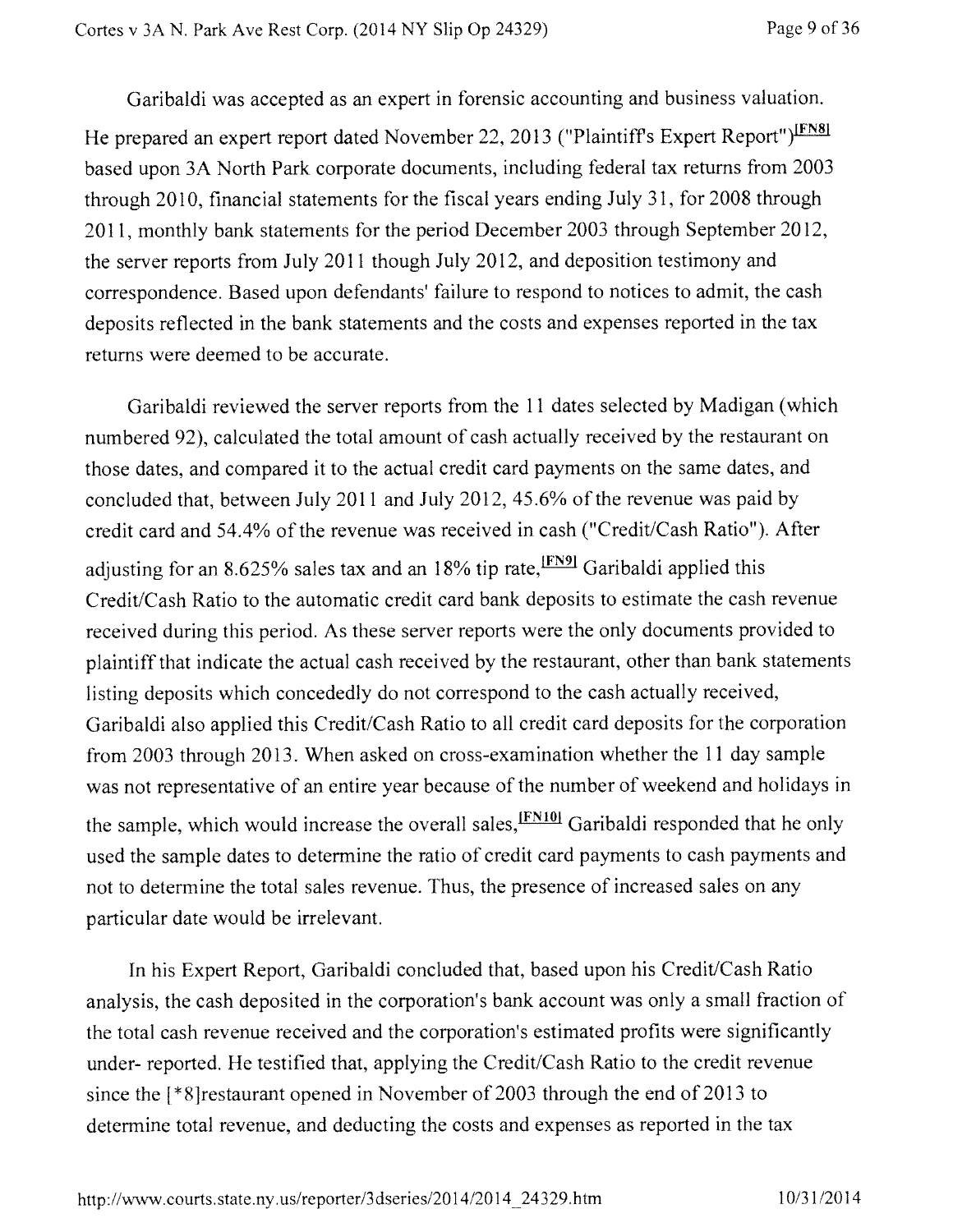Garibaldi was accepted as an expert in forensic accounting and business valuation. He prepared an expert report dated November 22, 2013 ("Plaintiff's Expert Report")[FN8] based upon 3A North Park corporate documents, including federal tax returns from 2003 through 2010, financial statements for the fiscal years ending July 31, for 2008 through 2011, monthly bank statements for the period December 2003 through September 2012, the server reports from July 2011 though July 2012, and deposition testimony and correspondence. Based upon defendants' failure to respond to notices to admit, the cash deposits reflected in the bank statements and the costs and expenses reported in the tax returns were deemed to be accurate.

Garibaldi reviewed the server reports from the 11 dates selected by Madigan (which numbered 92), calculated the total amount of cash actually received by the restaurant on those dates, and compared it to the actual credit card payments on the same dates, and concluded that, between July 2011 and July 2012, 45.6% of the revenue was paid by credit card and 54.4% of the revenue was received in cash ("Credit/Cash Ratio"). After adjusting for an 8.625% sales tax and an 18% tip rate,[FN9] Garibaldi applied this Credit/Cash Ratio to the automatic credit card bank deposits to estimate the cash revenue received during this period. As these server reports were the only documents provided to plaintiff that indicate the actual cash received by the restaurant, other than bank statements listing deposits which concededly do not correspond to the cash actually received, Garibaldi also applied this Credit/Cash Ratio to all credit card deposits for the corporation from 2003 through 2013. When asked on cross-examination whether the 11 day sample was not representative of an entire year because of the number of weekend and holidays in the sample, which would increase the overall sales,[FN10] Garibaldi responded that he only used the sample dates to determine the ratio of credit card payments to cash payments and not to determine the total sales revenue. Thus, the presence of increased sales on any particular date would be irrelevant.

In his Expert Report, Garibaldi concluded that, based upon his Credit/Cash Ratio analysis, the cash deposited in the corporation's bank account was only a small fraction of the total cash revenue received and the corporation's estimated profits were significantly under- reported. He testified that, applying the Credit/Cash Ratio to the credit revenue since the [*8]restaurant opened in November of 2003 through the end of 2013 to determine total revenue, and deducting the costs and expenses as reported in the tax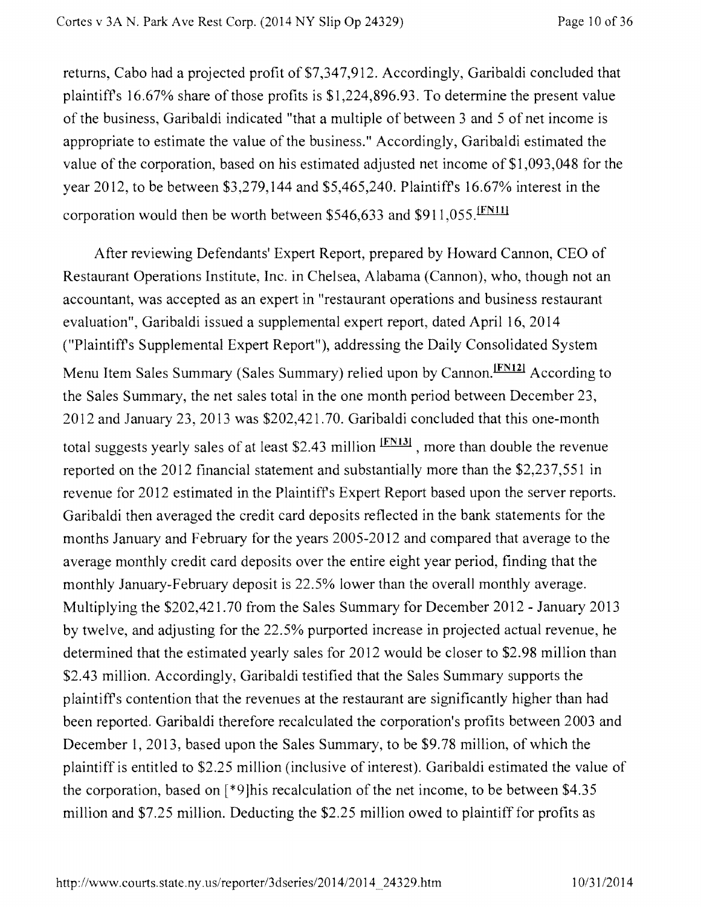returns, Cabo had a projected profit of $7,347,912. Accordingly, Garibaldi concluded that plaintiff's 16.67% share of those profits is $1,224,896.93. To determine the present value of the business, Garibaldi indicated "that a multiple of between 3 and 5 of net income is appropriate to estimate the value of the business." Accordingly, Garibaldi estimated the value of the corporation, based on his estimated adjusted net income of $1,093,048 for the year 2012, to be between $3,279,144 and $5,465,240. Plaintiff's 16.67% interest in the corporation would then be worth between $546,633 and $911,055.[FN11]

After reviewing Defendants' Expert Report, prepared by Howard Cannon, CEO of Restaurant Operations Institute, Inc. in Chelsea, Alabama (Cannon), who, though not an accountant, was accepted as an expert in "restaurant operations and business restaurant evaluation", Garibaldi issued a supplemental expert report, dated April 16, 2014 ("Plaintiff's Supplemental Expert Report"), addressing the Daily Consolidated System Menu Item Sales Summary (Sales Summary) relied upon by Cannon.[FN12] According to the Sales Summary, the net sales total in the one month period between December 23, 2012 and January 23, 2013 was $202,421.70. Garibaldi concluded that this one-month total suggests yearly sales of at least $2.43 million [FN13] , more than double the revenue reported on the 2012 financial statement and substantially more than the $2,237,551 in revenue for 2012 estimated in the Plaintiff's Expert Report based upon the server reports. Garibaldi then averaged the credit card deposits reflected in the bank statements for the months January and February for the years 2005-2012 and compared that average to the average monthly credit card deposits over the entire eight year period, finding that the monthly January-February deposit is 22.5% lower than the overall monthly average. Multiplying the $202,421.70 from the Sales Summary for December 2012 - January 2013 by twelve, and adjusting for the 22.5% purported increase in projected actual revenue, he determined that the estimated yearly sales for 2012 would be closer to $2.98 million than $2.43 million. Accordingly, Garibaldi testified that the Sales Summary supports the plaintiff's contention that the revenues at the restaurant are significantly higher than had been reported. Garibaldi therefore recalculated the corporation's profits between 2003 and December 1, 2013, based upon the Sales Summary, to be $9.78 million, of which the plaintiff is entitled to $2.25 million (inclusive of interest). Garibaldi estimated the value of the corporation, based on [*9]his recalculation of the net income, to be between $4.35 million and $7.25 million. Deducting the $2.25 million owed to plaintiff for profits as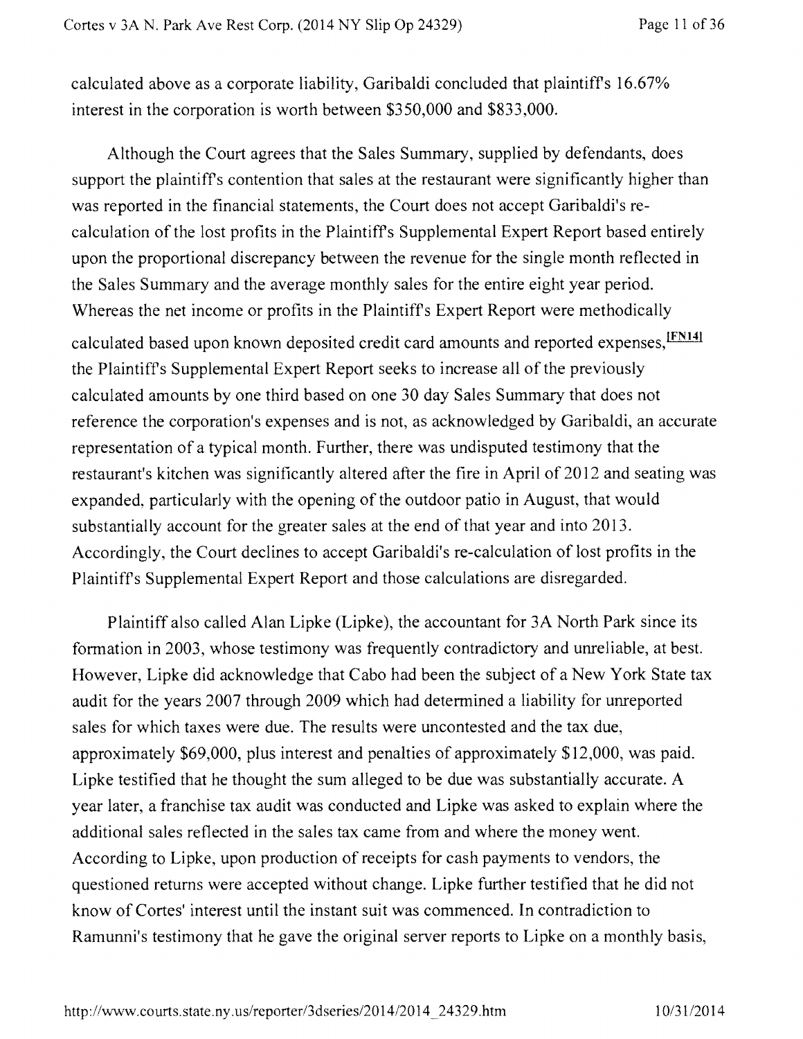calculated above as a corporate liability, Garibaldi concluded that plaintiff's 16.67% interest in the corporation is worth between $350,000 and $833,000.

Although the Court agrees that the Sales Summary, supplied by defendants, does support the plaintiff's contention that sales at the restaurant were significantly higher than was reported in the financial statements, the Court does not accept Garibaldi's re-calculation of the lost profits in the Plaintiff's Supplemental Expert Report based entirely upon the proportional discrepancy between the revenue for the single month reflected in the Sales Summary and the average monthly sales for the entire eight year period. Whereas the net income or profits in the Plaintiff's Expert Report were methodically calculated based upon known deposited credit card amounts and reported expenses,[FN14] the Plaintiff's Supplemental Expert Report seeks to increase all of the previously calculated amounts by one third based on one 30 day Sales Summary that does not reference the corporation's expenses and is not, as acknowledged by Garibaldi, an accurate representation of a typical month. Further, there was undisputed testimony that the restaurant's kitchen was significantly altered after the fire in April of 2012 and seating was expanded, particularly with the opening of the outdoor patio in August, that would substantially account for the greater sales at the end of that year and into 2013. Accordingly, the Court declines to accept Garibaldi's re-calculation of lost profits in the Plaintiff's Supplemental Expert Report and those calculations are disregarded.

Plaintiff also called Alan Lipke (Lipke), the accountant for 3A North Park since its formation in 2003, whose testimony was frequently contradictory and unreliable, at best. However, Lipke did acknowledge that Cabo had been the subject of a New York State tax audit for the years 2007 through 2009 which had determined a liability for unreported sales for which taxes were due. The results were uncontested and the tax due, approximately $69,000, plus interest and penalties of approximately $12,000, was paid. Lipke testified that he thought the sum alleged to be due was substantially accurate. A year later, a franchise tax audit was conducted and Lipke was asked to explain where the additional sales reflected in the sales tax came from and where the money went. According to Lipke, upon production of receipts for cash payments to vendors, the questioned returns were accepted without change. Lipke further testified that he did not know of Cortes' interest until the instant suit was commenced. In contradiction to Ramunni's testimony that he gave the original server reports to Lipke on a monthly basis,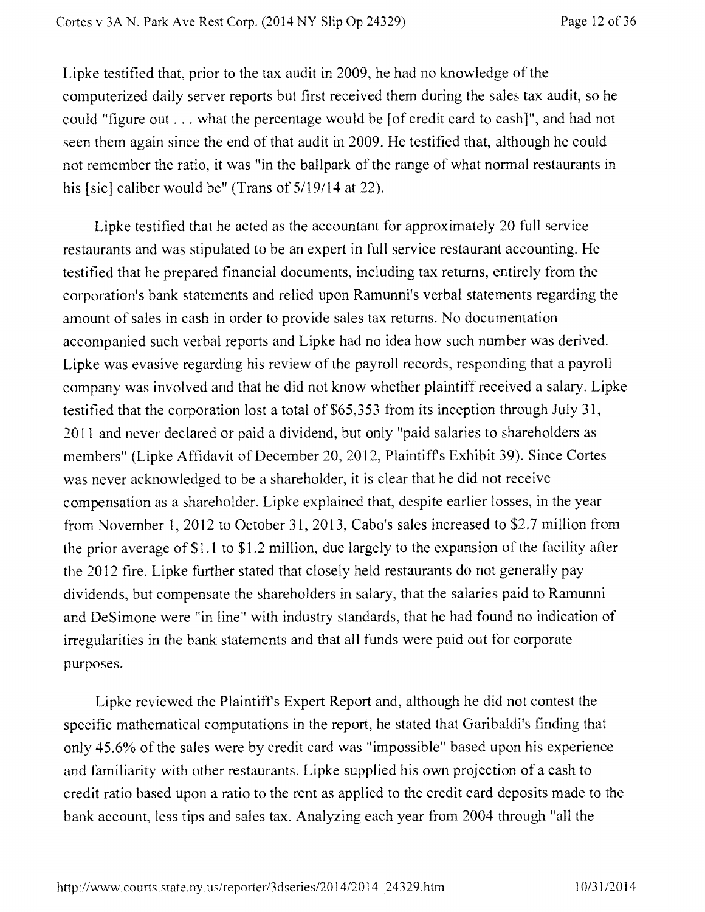Lipke testified that, prior to the tax audit in 2009, he had no knowledge of the computerized daily server reports but first received them during the sales tax audit, so he could "figure out . . . what the percentage would be [of credit card to cash]", and had not seen them again since the end of that audit in 2009. He testified that, although he could not remember the ratio, it was "in the ballpark of the range of what normal restaurants in his [sic] caliber would be" (Trans of 5/19/14 at 22).

Lipke testified that he acted as the accountant for approximately 20 full service restaurants and was stipulated to be an expert in full service restaurant accounting. He testified that he prepared financial documents, including tax returns, entirely from the corporation's bank statements and relied upon Ramunni's verbal statements regarding the amount of sales in cash in order to provide sales tax returns. No documentation accompanied such verbal reports and Lipke had no idea how such number was derived. Lipke was evasive regarding his review of the payroll records, responding that a payroll company was involved and that he did not know whether plaintiff received a salary. Lipke testified that the corporation lost a total of $65,353 from its inception through July 31, 2011 and never declared or paid a dividend, but only "paid salaries to shareholders as members" (Lipke Affidavit of December 20, 2012, Plaintiff's Exhibit 39). Since Cortes was never acknowledged to be a shareholder, it is clear that he did not receive compensation as a shareholder. Lipke explained that, despite earlier losses, in the year from November 1, 2012 to October 31, 2013, Cabo's sales increased to $2.7 million from the prior average of $1.1 to $1.2 million, due largely to the expansion of the facility after the 2012 fire. Lipke further stated that closely held restaurants do not generally pay dividends, but compensate the shareholders in salary, that the salaries paid to Ramunni and DeSimone were "in line" with industry standards, that he had found no indication of irregularities in the bank statements and that all funds were paid out for corporate purposes.

Lipke reviewed the Plaintiff's Expert Report and, although he did not contest the specific mathematical computations in the report, he stated that Garibaldi's finding that only 45.6% of the sales were by credit card was "impossible" based upon his experience and familiarity with other restaurants. Lipke supplied his own projection of a cash to credit ratio based upon a ratio to the rent as applied to the credit card deposits made to the bank account, less tips and sales tax. Analyzing each year from 2004 through "all the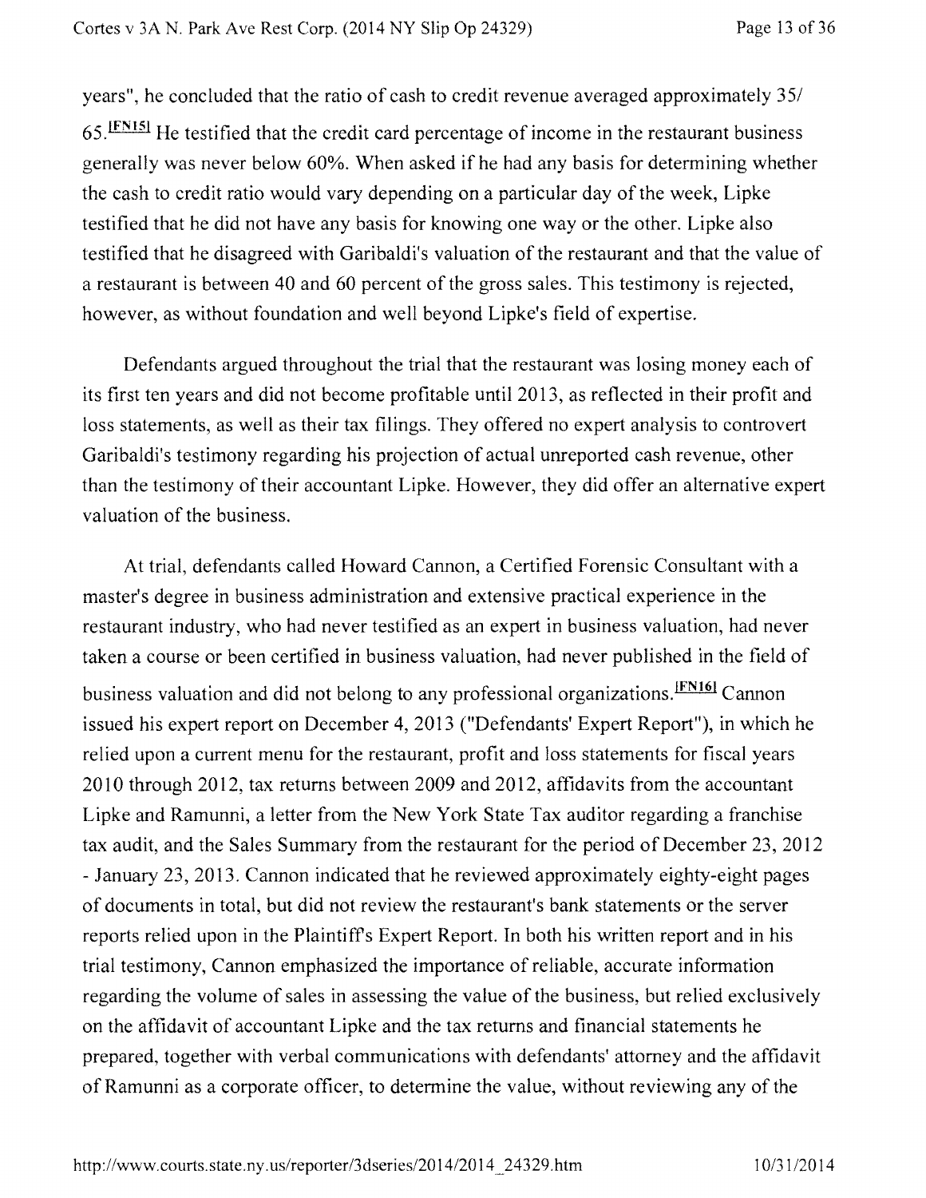years", he concluded that the ratio of cash to credit revenue averaged approximately 35/ 65.[FN15] He testified that the credit card percentage of income in the restaurant business generally was never below 60%. When asked if he had any basis for determining whether the cash to credit ratio would vary depending on a particular day of the week, Lipke testified that he did not have any basis for knowing one way or the other. Lipke also testified that he disagreed with Garibaldi's valuation of the restaurant and that the value of a restaurant is between 40 and 60 percent of the gross sales. This testimony is rejected, however, as without foundation and well beyond Lipke's field of expertise.

Defendants argued throughout the trial that the restaurant was losing money each of its first ten years and did not become profitable until 2013, as reflected in their profit and loss statements, as well as their tax filings. They offered no expert analysis to controvert Garibaldi's testimony regarding his projection of actual unreported cash revenue, other than the testimony of their accountant Lipke. However, they did offer an alternative expert valuation of the business.

At trial, defendants called Howard Cannon, a Certified Forensic Consultant with a master's degree in business administration and extensive practical experience in the restaurant industry, who had never testified as an expert in business valuation, had never taken a course or been certified in business valuation, had never published in the field of business valuation and did not belong to any professional organizations.[FN16] Cannon issued his expert report on December 4, 2013 ("Defendants' Expert Report"), in which he relied upon a current menu for the restaurant, profit and loss statements for fiscal years 2010 through 2012, tax returns between 2009 and 2012, affidavits from the accountant Lipke and Ramunni, a letter from the New York State Tax auditor regarding a franchise tax audit, and the Sales Summary from the restaurant for the period of December 23, 2012 - January 23, 2013. Cannon indicated that he reviewed approximately eighty-eight pages of documents in total, but did not review the restaurant's bank statements or the server reports relied upon in the Plaintiff's Expert Report. In both his written report and in his trial testimony, Cannon emphasized the importance of reliable, accurate information regarding the volume of sales in assessing the value of the business, but relied exclusively on the affidavit of accountant Lipke and the tax returns and financial statements he prepared, together with verbal communications with defendants' attorney and the affidavit of Ramunni as a corporate officer, to determine the value, without reviewing any of the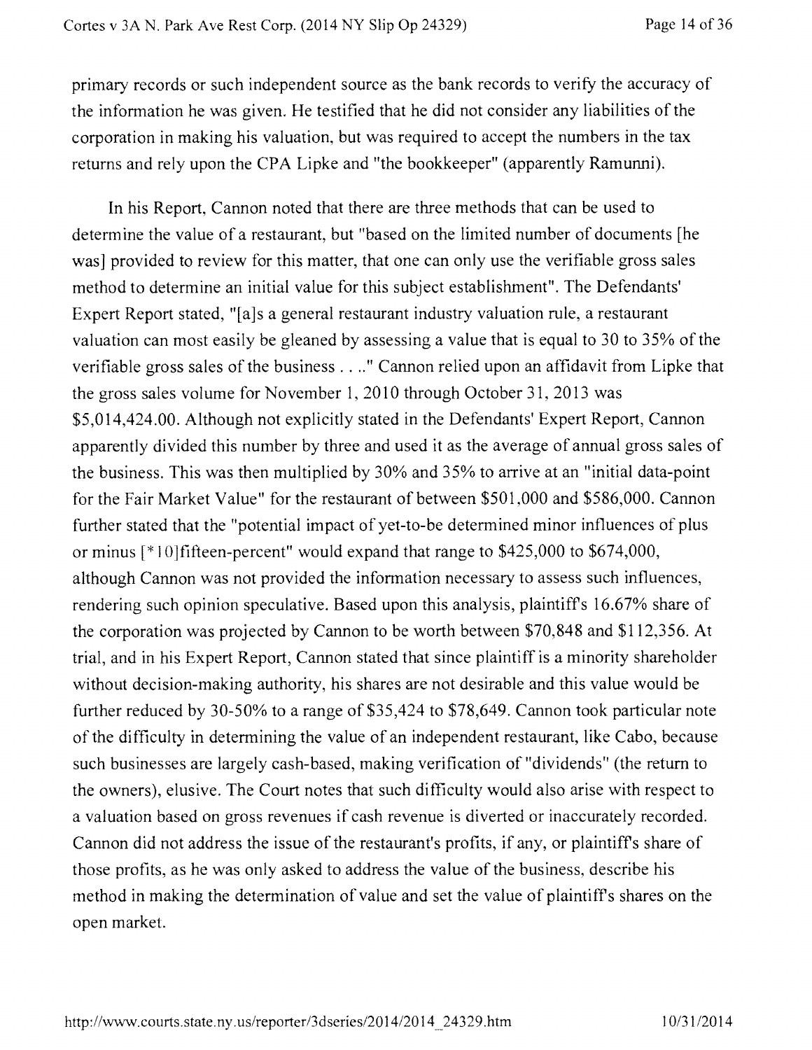primary records or such independent source as the bank records to verify the accuracy of the information he was given. He testified that he did not consider any liabilities of the corporation in making his valuation, but was required to accept the numbers in the tax returns and rely upon the CPA Lipke and "the bookkeeper" (apparently Ramunni).

In his Report, Cannon noted that there are three methods that can be used to determine the value of a restaurant, but "based on the limited number of documents [he was] provided to review for this matter, that one can only use the verifiable gross sales method to determine an initial value for this subject establishment". The Defendants' Expert Report stated, "[a]s a general restaurant industry valuation rule, a restaurant valuation can most easily be gleaned by assessing a value that is equal to 30 to 35% of the verifiable gross sales of the business . . .." Cannon relied upon an affidavit from Lipke that the gross sales volume for November 1, 2010 through October 31, 2013 was $5,014,424.00. Although not explicitly stated in the Defendants' Expert Report, Cannon apparently divided this number by three and used it as the average of annual gross sales of the business. This was then multiplied by 30% and 35% to arrive at an "initial data-point for the Fair Market Value" for the restaurant of between $501,000 and $586,000. Cannon further stated that the "potential impact of yet-to-be determined minor influences of plus or minus [*10]fifteen-percent" would expand that range to $425,000 to $674,000, although Cannon was not provided the information necessary to assess such influences, rendering such opinion speculative. Based upon this analysis, plaintiff's 16.67% share of the corporation was projected by Cannon to be worth between $70,848 and $112,356. At trial, and in his Expert Report, Cannon stated that since plaintiff is a minority shareholder without decision-making authority, his shares are not desirable and this value would be further reduced by 30-50% to a range of $35,424 to $78,649. Cannon took particular note of the difficulty in determining the value of an independent restaurant, like Cabo, because such businesses are largely cash-based, making verification of "dividends" (the return to the owners), elusive. The Court notes that such difficulty would also arise with respect to a valuation based on gross revenues if cash revenue is diverted or inaccurately recorded. Cannon did not address the issue of the restaurant's profits, if any, or plaintiff's share of those profits, as he was only asked to address the value of the business, describe his method in making the determination of value and set the value of plaintiff's shares on the open market.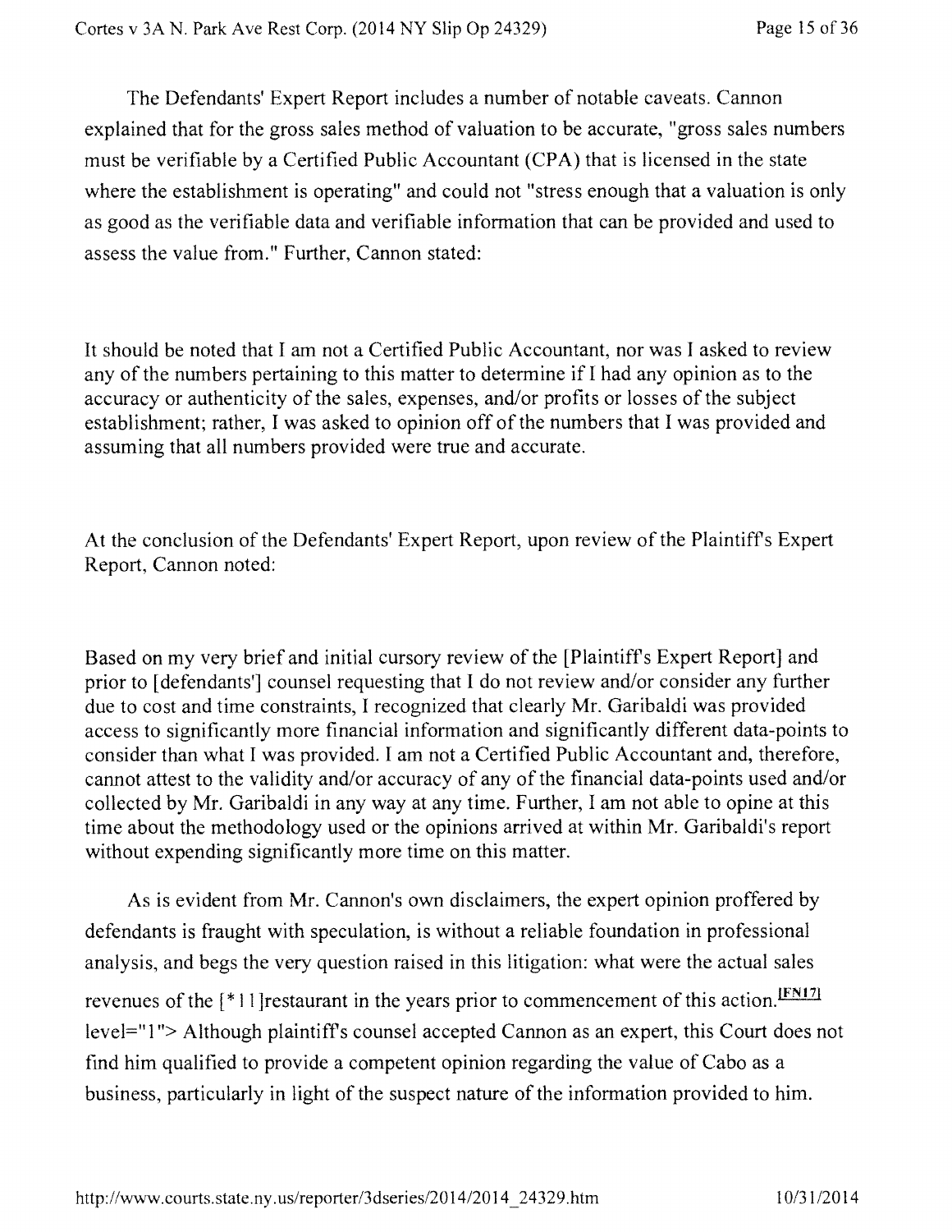The Defendants' Expert Report includes a number of notable caveats. Cannon explained that for the gross sales method of valuation to be accurate, "gross sales numbers must be verifiable by a Certified Public Accountant (CPA) that is licensed in the state where the establishment is operating" and could not "stress enough that a valuation is only as good as the verifiable data and verifiable information that can be provided and used to assess the value from." Further, Cannon stated:

It should be noted that I am not a Certified Public Accountant, nor was I asked to review any of the numbers pertaining to this matter to determine if I had any opinion as to the accuracy or authenticity of the sales, expenses, and/or profits or losses of the subject establishment; rather, I was asked to opinion off of the numbers that I was provided and assuming that all numbers provided were true and accurate.

At the conclusion of the Defendants' Expert Report, upon review of the Plaintiff's Expert Report, Cannon noted:

Based on my very brief and initial cursory review of the [Plaintiff's Expert Report] and prior to [defendants'] counsel requesting that I do not review and/or consider any further due to cost and time constraints, I recognized that clearly Mr. Garibaldi was provided access to significantly more financial information and significantly different data-points to consider than what I was provided. I am not a Certified Public Accountant and, therefore, cannot attest to the validity and/or accuracy of any of the financial data-points used and/or collected by Mr. Garibaldi in any way at any time. Further, I am not able to opine at this time about the methodology used or the opinions arrived at within Mr. Garibaldi's report without expending significantly more time on this matter.

As is evident from Mr. Cannon's own disclaimers, the expert opinion proffered by defendants is fraught with speculation, is without a reliable foundation in professional analysis, and begs the very question raised in this litigation: what were the actual sales revenues of the [* 11 ]restaurant in the years prior to commencement of this action.[FN17] level="1"> Although plaintiff's counsel accepted Cannon as an expert, this Court does not find him qualified to provide a competent opinion regarding the value of Cabo as a business, particularly in light of the suspect nature of the information provided to him.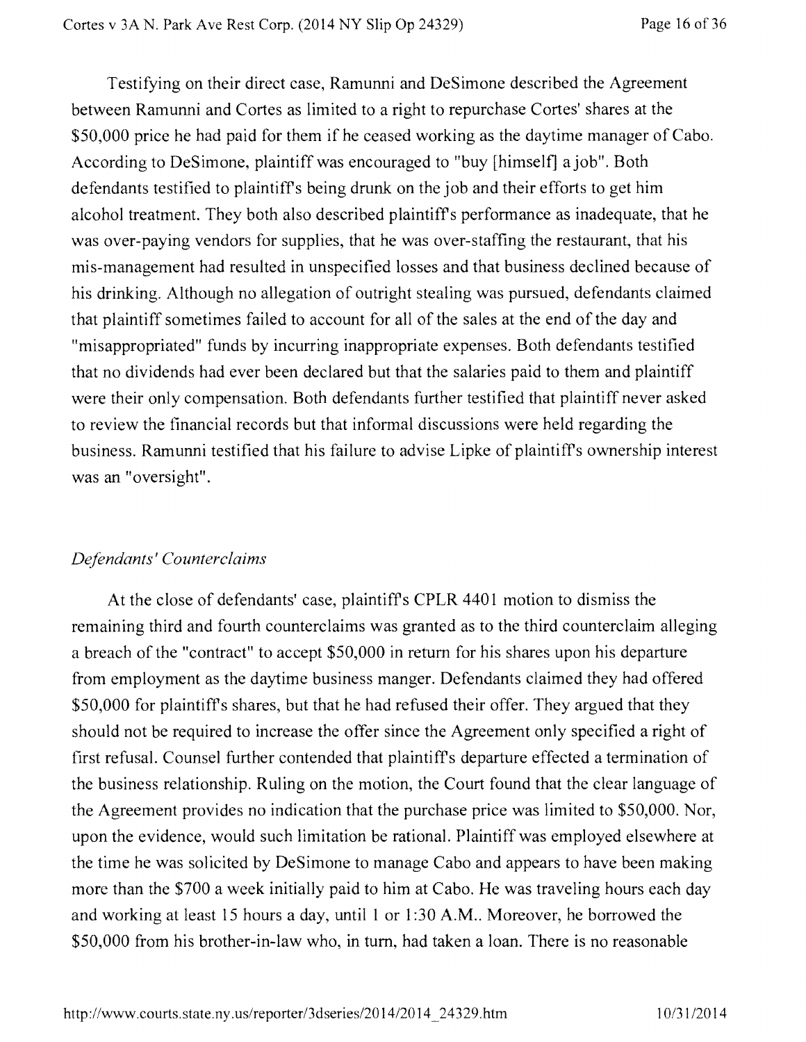Testifying on their direct case, Ramunni and DeSimone described the Agreement between Ramunni and Cortes as limited to a right to repurchase Cortes' shares at the $50,000 price he had paid for them if he ceased working as the daytime manager of Cabo. According to DeSimone, plaintiff was encouraged to "buy [himself] a job". Both defendants testified to plaintiff's being drunk on the job and their efforts to get him alcohol treatment. They both also described plaintiff's performance as inadequate, that he was over-paying vendors for supplies, that he was over-staffing the restaurant, that his mis-management had resulted in unspecified losses and that business declined because of his drinking. Although no allegation of outright stealing was pursued, defendants claimed that plaintiff sometimes failed to account for all of the sales at the end of the day and "misappropriated" funds by incurring inappropriate expenses. Both defendants testified that no dividends had ever been declared but that the salaries paid to them and plaintiff were their only compensation. Both defendants further testified that plaintiff never asked to review the financial records but that informal discussions were held regarding the business. Ramunni testified that his failure to advise Lipke of plaintiff's ownership interest was an "oversight".

*Defendants' Counterclaims*

At the close of defendants' case, plaintiff's CPLR 4401 motion to dismiss the remaining third and fourth counterclaims was granted as to the third counterclaim alleging a breach of the "contract" to accept $50,000 in return for his shares upon his departure from employment as the daytime business manger. Defendants claimed they had offered $50,000 for plaintiff's shares, but that he had refused their offer. They argued that they should not be required to increase the offer since the Agreement only specified a right of first refusal. Counsel further contended that plaintiff's departure effected a termination of the business relationship. Ruling on the motion, the Court found that the clear language of the Agreement provides no indication that the purchase price was limited to $50,000. Nor, upon the evidence, would such limitation be rational. Plaintiff was employed elsewhere at the time he was solicited by DeSimone to manage Cabo and appears to have been making more than the $700 a week initially paid to him at Cabo. He was traveling hours each day and working at least 15 hours a day, until 1 or 1:30 A.M.. Moreover, he borrowed the $50,000 from his brother-in-law who, in turn, had taken a loan. There is no reasonable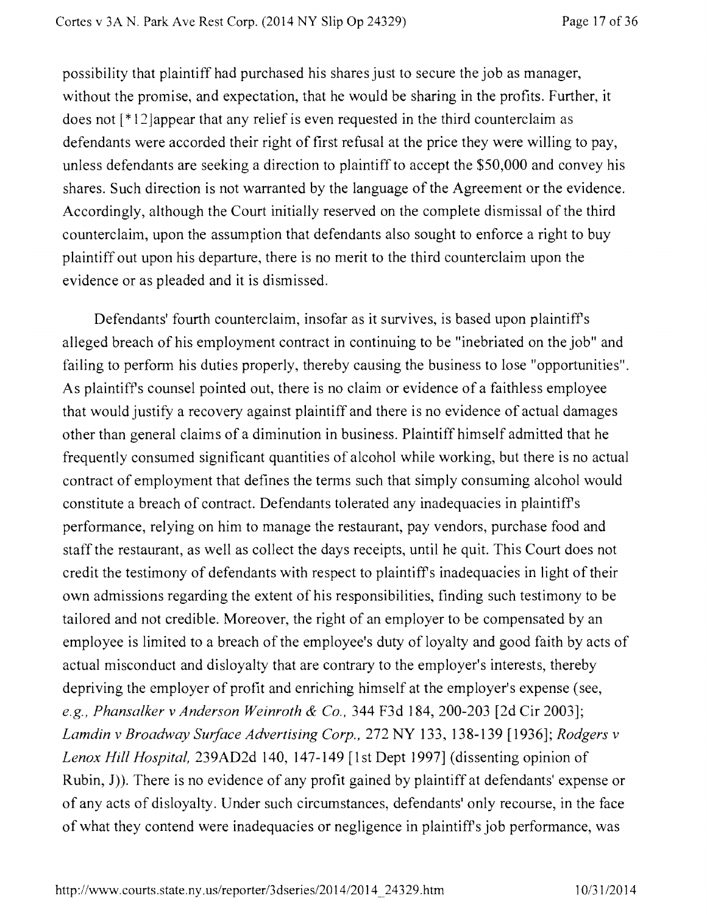possibility that plaintiff had purchased his shares just to secure the job as manager, without the promise, and expectation, that he would be sharing in the profits. Further, it does not [*12]appear that any relief is even requested in the third counterclaim as defendants were accorded their right of first refusal at the price they were willing to pay, unless defendants are seeking a direction to plaintiff to accept the $50,000 and convey his shares. Such direction is not warranted by the language of the Agreement or the evidence. Accordingly, although the Court initially reserved on the complete dismissal of the third counterclaim, upon the assumption that defendants also sought to enforce a right to buy plaintiff out upon his departure, there is no merit to the third counterclaim upon the evidence or as pleaded and it is dismissed.

Defendants' fourth counterclaim, insofar as it survives, is based upon plaintiff's alleged breach of his employment contract in continuing to be "inebriated on the job" and failing to perform his duties properly, thereby causing the business to lose "opportunities". As plaintiff's counsel pointed out, there is no claim or evidence of a faithless employee that would justify a recovery against plaintiff and there is no evidence of actual damages other than general claims of a diminution in business. Plaintiff himself admitted that he frequently consumed significant quantities of alcohol while working, but there is no actual contract of employment that defines the terms such that simply consuming alcohol would constitute a breach of contract. Defendants tolerated any inadequacies in plaintiff's performance, relying on him to manage the restaurant, pay vendors, purchase food and staff the restaurant, as well as collect the days receipts, until he quit. This Court does not credit the testimony of defendants with respect to plaintiff's inadequacies in light of their own admissions regarding the extent of his responsibilities, finding such testimony to be tailored and not credible. Moreover, the right of an employer to be compensated by an employee is limited to a breach of the employee's duty of loyalty and good faith by acts of actual misconduct and disloyalty that are contrary to the employer's interests, thereby depriving the employer of profit and enriching himself at the employer's expense (see, *e.g., Phansalker v Anderson Weinroth & Co.*, 344 F3d 184, 200-203 [2d Cir 2003]; *Lamdin v Broadway Surface Advertising Corp.*, 272 NY 133, 138-139 [1936]; *Rodgers v Lenox Hill Hospital*, 239AD2d 140, 147-149 [1st Dept 1997] (dissenting opinion of Rubin, J)). There is no evidence of any profit gained by plaintiff at defendants' expense or of any acts of disloyalty. Under such circumstances, defendants' only recourse, in the face of what they contend were inadequacies or negligence in plaintiff's job performance, was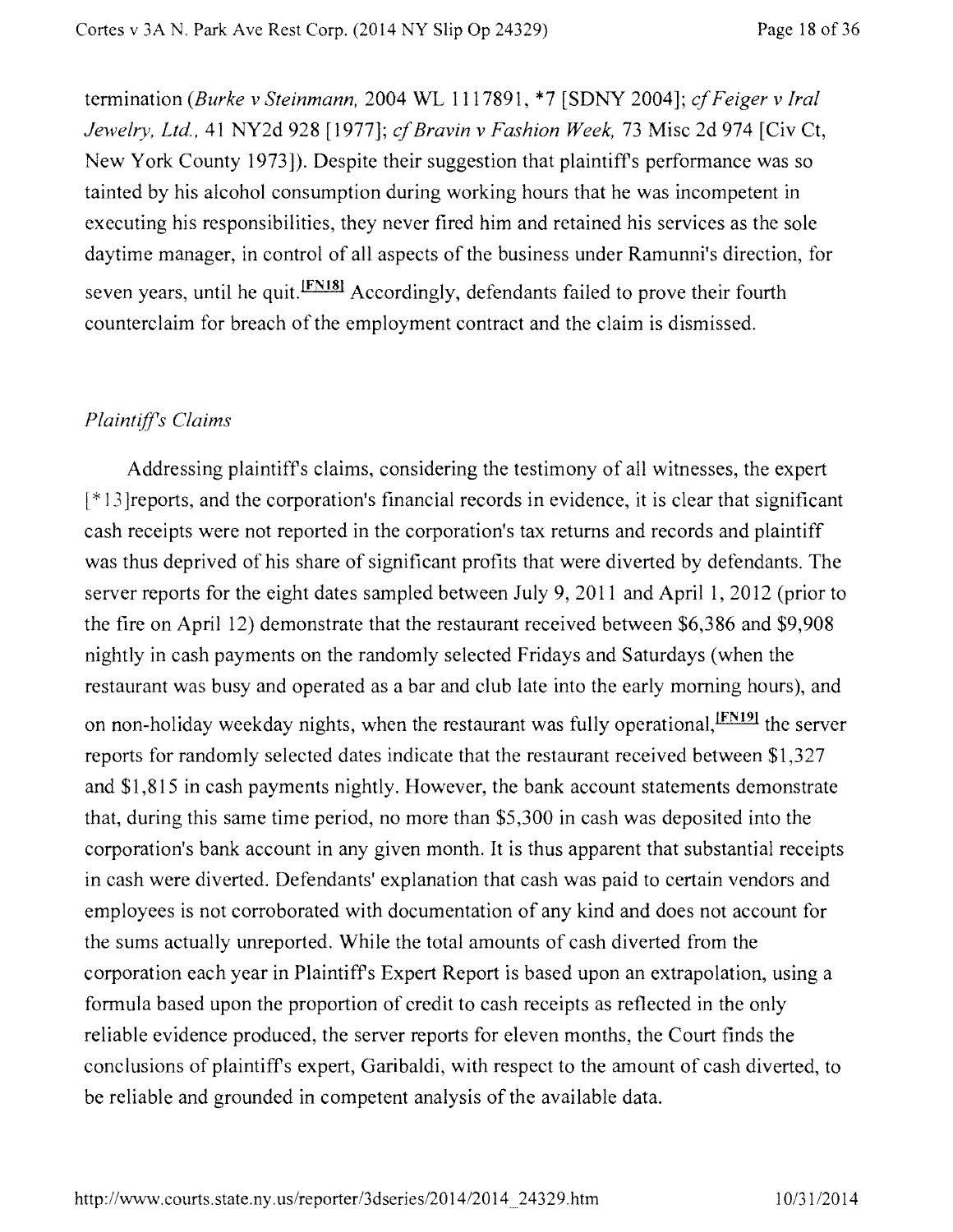termination (*Burke v Steinmann*, 2004 WL 1117891, *7 [SDNY 2004]; *cf Feiger v Iral Jewelry, Ltd.*, 41 NY2d 928 [1977]; *cf Bravin v Fashion Week*, 73 Misc 2d 974 [Civ Ct, New York County 1973]). Despite their suggestion that plaintiff's performance was so tainted by his alcohol consumption during working hours that he was incompetent in executing his responsibilities, they never fired him and retained his services as the sole daytime manager, in control of all aspects of the business under Ramunni's direction, for seven years, until he quit.[FN18] Accordingly, defendants failed to prove their fourth counterclaim for breach of the employment contract and the claim is dismissed.

*Plaintiff's Claims*

Addressing plaintiff's claims, considering the testimony of all witnesses, the expert [*13]reports, and the corporation's financial records in evidence, it is clear that significant cash receipts were not reported in the corporation's tax returns and records and plaintiff was thus deprived of his share of significant profits that were diverted by defendants. The server reports for the eight dates sampled between July 9, 2011 and April 1, 2012 (prior to the fire on April 12) demonstrate that the restaurant received between $6,386 and $9,908 nightly in cash payments on the randomly selected Fridays and Saturdays (when the restaurant was busy and operated as a bar and club late into the early morning hours), and on non-holiday weekday nights, when the restaurant was fully operational,[FN19] the server reports for randomly selected dates indicate that the restaurant received between $1,327 and $1,815 in cash payments nightly. However, the bank account statements demonstrate that, during this same time period, no more than $5,300 in cash was deposited into the corporation's bank account in any given month. It is thus apparent that substantial receipts in cash were diverted. Defendants' explanation that cash was paid to certain vendors and employees is not corroborated with documentation of any kind and does not account for the sums actually unreported. While the total amounts of cash diverted from the corporation each year in Plaintiff's Expert Report is based upon an extrapolation, using a formula based upon the proportion of credit to cash receipts as reflected in the only reliable evidence produced, the server reports for eleven months, the Court finds the conclusions of plaintiff's expert, Garibaldi, with respect to the amount of cash diverted, to be reliable and grounded in competent analysis of the available data.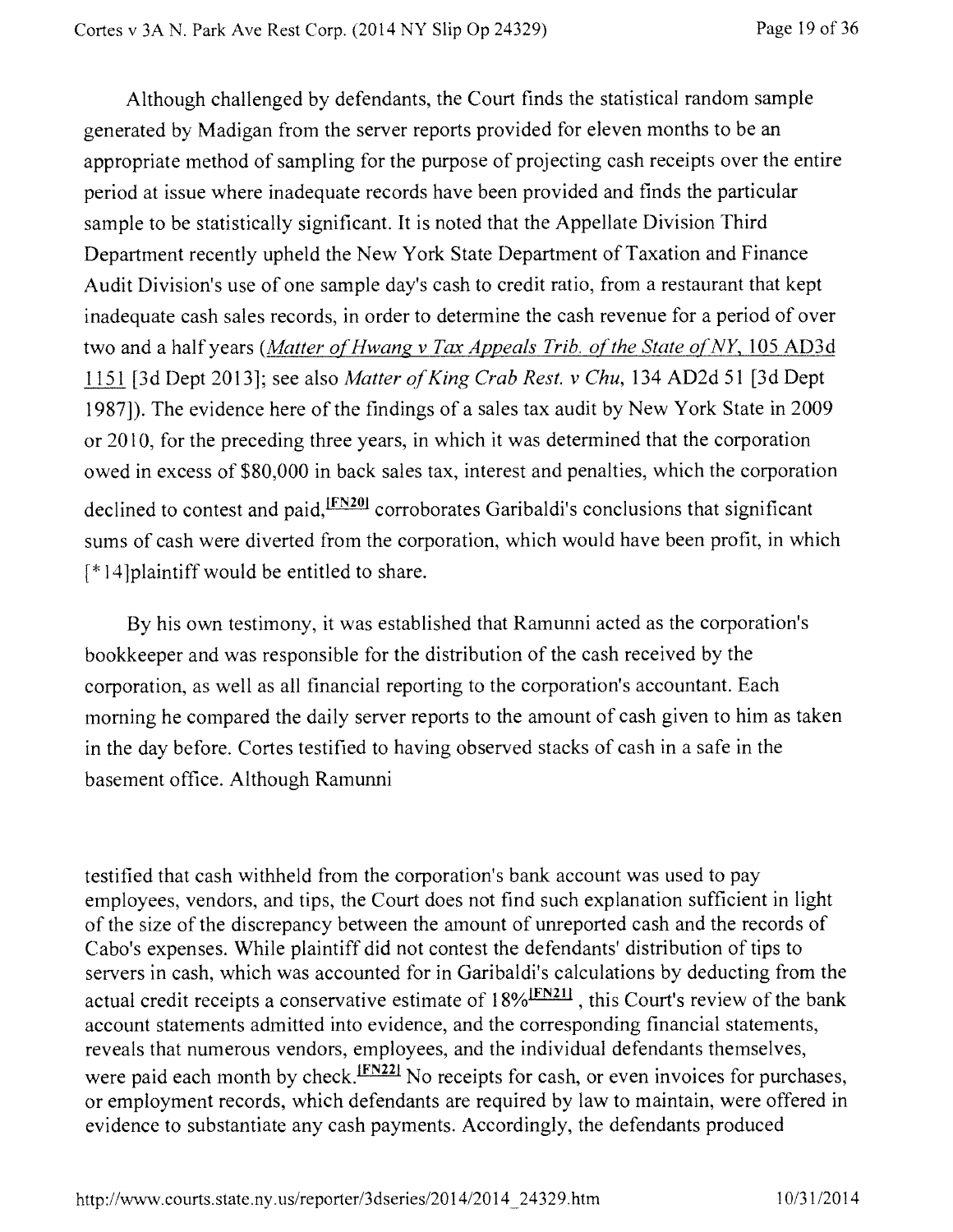Although challenged by defendants, the Court finds the statistical random sample generated by Madigan from the server reports provided for eleven months to be an appropriate method of sampling for the purpose of projecting cash receipts over the entire period at issue where inadequate records have been provided and finds the particular sample to be statistically significant. It is noted that the Appellate Division Third Department recently upheld the New York State Department of Taxation and Finance Audit Division's use of one sample day's cash to credit ratio, from a restaurant that kept inadequate cash sales records, in order to determine the cash revenue for a period of over two and a half years (*Matter of Hwang v Tax Appeals Trib. of the State of NY*, 105 AD3d 1151 [3d Dept 2013]; see also *Matter of King Crab Rest. v Chu*, 134 AD2d 51 [3d Dept 1987]). The evidence here of the findings of a sales tax audit by New York State in 2009 or 2010, for the preceding three years, in which it was determined that the corporation owed in excess of $80,000 in back sales tax, interest and penalties, which the corporation declined to contest and paid,[FN20] corroborates Garibaldi's conclusions that significant sums of cash were diverted from the corporation, which would have been profit, in which [*14]plaintiff would be entitled to share.

By his own testimony, it was established that Ramunni acted as the corporation's bookkeeper and was responsible for the distribution of the cash received by the corporation, as well as all financial reporting to the corporation's accountant. Each morning he compared the daily server reports to the amount of cash given to him as taken in the day before. Cortes testified to having observed stacks of cash in a safe in the basement office. Although Ramunni testified that cash withheld from the corporation's bank account was used to pay employees, vendors, and tips, the Court does not find such explanation sufficient in light of the size of the discrepancy between the amount of unreported cash and the records of Cabo's expenses. While plaintiff did not contest the defendants' distribution of tips to servers in cash, which was accounted for in Garibaldi's calculations by deducting from the actual credit receipts a conservative estimate of 18%[FN21], this Court's review of the bank account statements admitted into evidence, and the corresponding financial statements, reveals that numerous vendors, employees, and the individual defendants themselves, were paid each month by check.[FN22] No receipts for cash, or even invoices for purchases, or employment records, which defendants are required by law to maintain, were offered in evidence to substantiate any cash payments. Accordingly, the defendants produced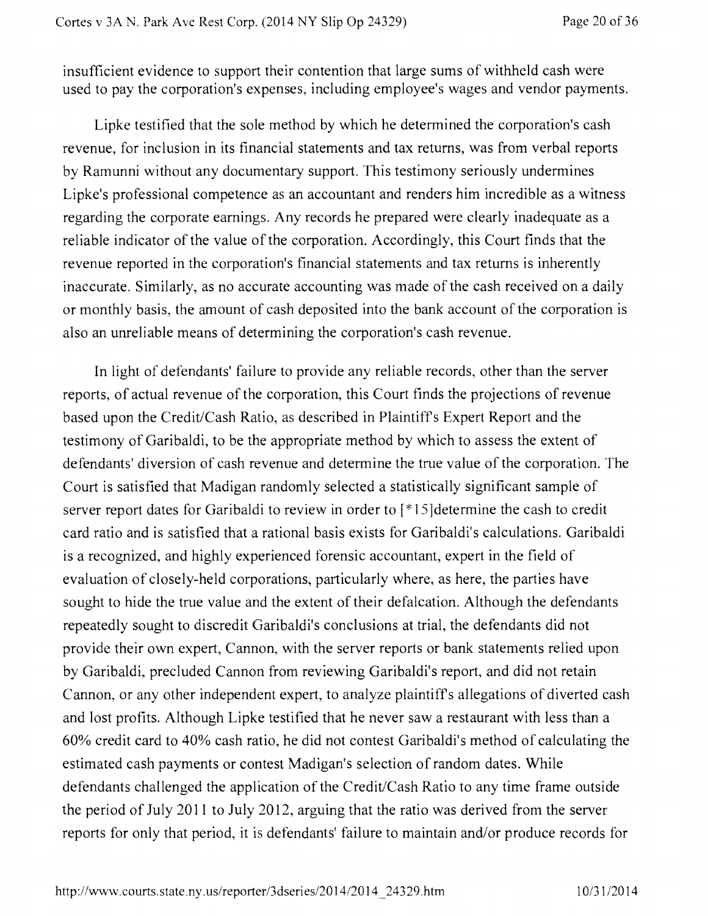insufficient evidence to support their contention that large sums of withheld cash were used to pay the corporation's expenses, including employee's wages and vendor payments.

Lipke testified that the sole method by which he determined the corporation's cash revenue, for inclusion in its financial statements and tax returns, was from verbal reports by Ramunni without any documentary support. This testimony seriously undermines Lipke's professional competence as an accountant and renders him incredible as a witness regarding the corporate earnings. Any records he prepared were clearly inadequate as a reliable indicator of the value of the corporation. Accordingly, this Court finds that the revenue reported in the corporation's financial statements and tax returns is inherently inaccurate. Similarly, as no accurate accounting was made of the cash received on a daily or monthly basis, the amount of cash deposited into the bank account of the corporation is also an unreliable means of determining the corporation's cash revenue.

In light of defendants' failure to provide any reliable records, other than the server reports, of actual revenue of the corporation, this Court finds the projections of revenue based upon the Credit/Cash Ratio, as described in Plaintiff's Expert Report and the testimony of Garibaldi, to be the appropriate method by which to assess the extent of defendants' diversion of cash revenue and determine the true value of the corporation. The Court is satisfied that Madigan randomly selected a statistically significant sample of server report dates for Garibaldi to review in order to [*15]determine the cash to credit card ratio and is satisfied that a rational basis exists for Garibaldi's calculations. Garibaldi is a recognized, and highly experienced forensic accountant, expert in the field of evaluation of closely-held corporations, particularly where, as here, the parties have sought to hide the true value and the extent of their defalcation. Although the defendants repeatedly sought to discredit Garibaldi's conclusions at trial, the defendants did not provide their own expert, Cannon, with the server reports or bank statements relied upon by Garibaldi, precluded Cannon from reviewing Garibaldi's report, and did not retain Cannon, or any other independent expert, to analyze plaintiff's allegations of diverted cash and lost profits. Although Lipke testified that he never saw a restaurant with less than a 60% credit card to 40% cash ratio, he did not contest Garibaldi's method of calculating the estimated cash payments or contest Madigan's selection of random dates. While defendants challenged the application of the Credit/Cash Ratio to any time frame outside the period of July 2011 to July 2012, arguing that the ratio was derived from the server reports for only that period, it is defendants' failure to maintain and/or produce records for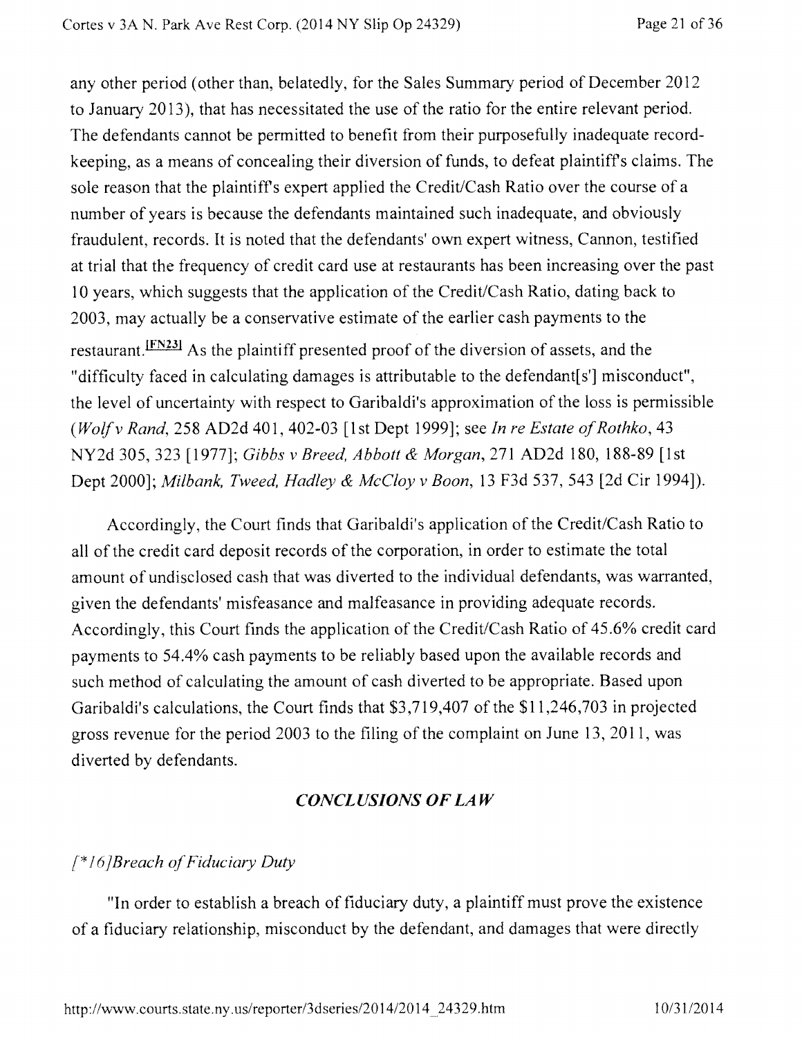any other period (other than, belatedly, for the Sales Summary period of December 2012 to January 2013), that has necessitated the use of the ratio for the entire relevant period. The defendants cannot be permitted to benefit from their purposefully inadequate record-keeping, as a means of concealing their diversion of funds, to defeat plaintiff's claims. The sole reason that the plaintiff's expert applied the Credit/Cash Ratio over the course of a number of years is because the defendants maintained such inadequate, and obviously fraudulent, records. It is noted that the defendants' own expert witness, Cannon, testified at trial that the frequency of credit card use at restaurants has been increasing over the past 10 years, which suggests that the application of the Credit/Cash Ratio, dating back to 2003, may actually be a conservative estimate of the earlier cash payments to the restaurant.[FN23] As the plaintiff presented proof of the diversion of assets, and the "difficulty faced in calculating damages is attributable to the defendant[s'] misconduct", the level of uncertainty with respect to Garibaldi's approximation of the loss is permissible (*Wolf v Rand*, 258 AD2d 401, 402-03 [1st Dept 1999]; see *In re Estate of Rothko*, 43 NY2d 305, 323 [1977]; *Gibbs v Breed, Abbott & Morgan*, 271 AD2d 180, 188-89 [1st Dept 2000]; *Milbank, Tweed, Hadley & McCloy v Boon*, 13 F3d 537, 543 [2d Cir 1994]).

Accordingly, the Court finds that Garibaldi's application of the Credit/Cash Ratio to all of the credit card deposit records of the corporation, in order to estimate the total amount of undisclosed cash that was diverted to the individual defendants, was warranted, given the defendants' misfeasance and malfeasance in providing adequate records. Accordingly, this Court finds the application of the Credit/Cash Ratio of 45.6% credit card payments to 54.4% cash payments to be reliably based upon the available records and such method of calculating the amount of cash diverted to be appropriate. Based upon Garibaldi's calculations, the Court finds that $3,719,407 of the $11,246,703 in projected gross revenue for the period 2003 to the filing of the complaint on June 13, 2011, was diverted by defendants.

## *CONCLUSIONS OF LAW*

### *[*16]Breach of Fiduciary Duty*

"In order to establish a breach of fiduciary duty, a plaintiff must prove the existence of a fiduciary relationship, misconduct by the defendant, and damages that were directly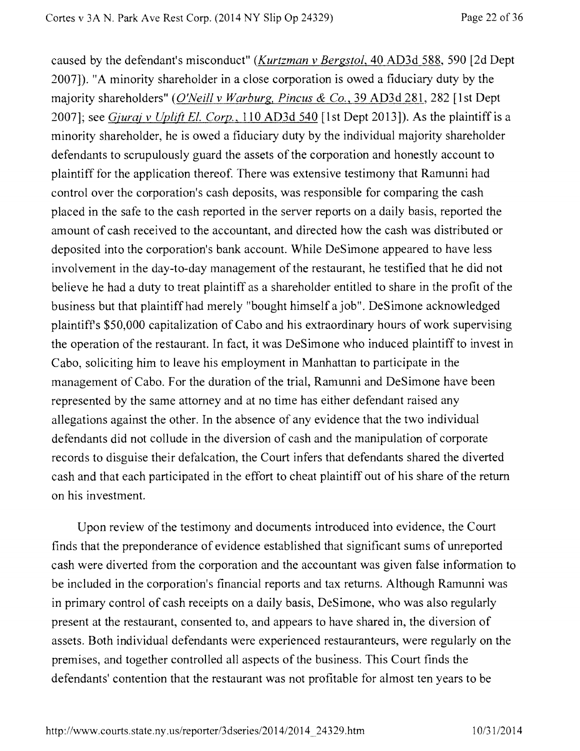caused by the defendant's misconduct" (*Kurtzman v Bergstol*, 40 AD3d 588, 590 [2d Dept 2007]). "A minority shareholder in a close corporation is owed a fiduciary duty by the majority shareholders" (*O'Neill v Warburg, Pincus & Co.*, 39 AD3d 281, 282 [1st Dept 2007]; see *Gjuraj v Uplift El. Corp.*, 110 AD3d 540 [1st Dept 2013]). As the plaintiff is a minority shareholder, he is owed a fiduciary duty by the individual majority shareholder defendants to scrupulously guard the assets of the corporation and honestly account to plaintiff for the application thereof. There was extensive testimony that Ramunni had control over the corporation's cash deposits, was responsible for comparing the cash placed in the safe to the cash reported in the server reports on a daily basis, reported the amount of cash received to the accountant, and directed how the cash was distributed or deposited into the corporation's bank account. While DeSimone appeared to have less involvement in the day-to-day management of the restaurant, he testified that he did not believe he had a duty to treat plaintiff as a shareholder entitled to share in the profit of the business but that plaintiff had merely "bought himself a job". DeSimone acknowledged plaintiff's $50,000 capitalization of Cabo and his extraordinary hours of work supervising the operation of the restaurant. In fact, it was DeSimone who induced plaintiff to invest in Cabo, soliciting him to leave his employment in Manhattan to participate in the management of Cabo. For the duration of the trial, Ramunni and DeSimone have been represented by the same attorney and at no time has either defendant raised any allegations against the other. In the absence of any evidence that the two individual defendants did not collude in the diversion of cash and the manipulation of corporate records to disguise their defalcation, the Court infers that defendants shared the diverted cash and that each participated in the effort to cheat plaintiff out of his share of the return on his investment.

Upon review of the testimony and documents introduced into evidence, the Court finds that the preponderance of evidence established that significant sums of unreported cash were diverted from the corporation and the accountant was given false information to be included in the corporation's financial reports and tax returns. Although Ramunni was in primary control of cash receipts on a daily basis, DeSimone, who was also regularly present at the restaurant, consented to, and appears to have shared in, the diversion of assets. Both individual defendants were experienced restauranteurs, were regularly on the premises, and together controlled all aspects of the business. This Court finds the defendants' contention that the restaurant was not profitable for almost ten years to be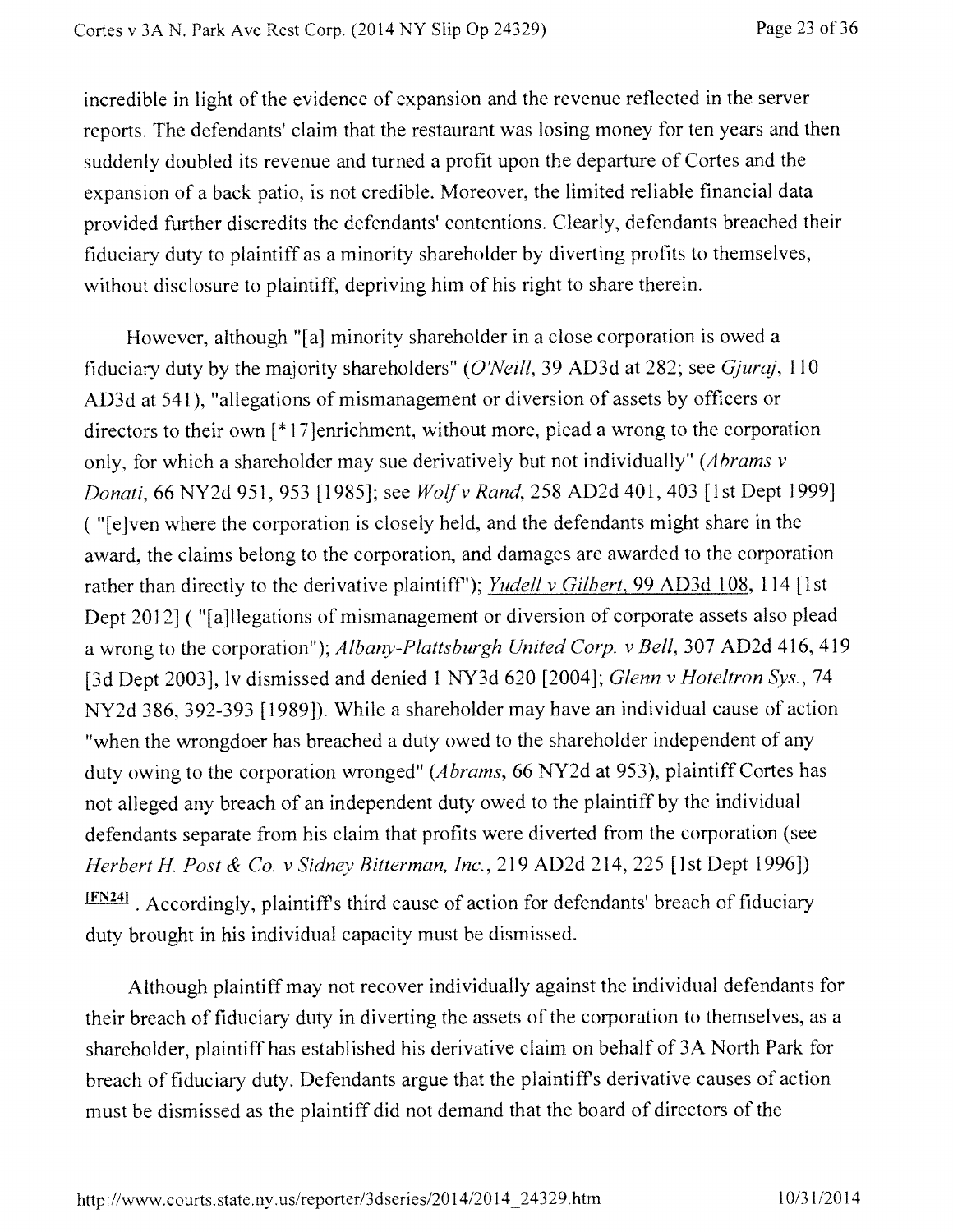incredible in light of the evidence of expansion and the revenue reflected in the server reports. The defendants' claim that the restaurant was losing money for ten years and then suddenly doubled its revenue and turned a profit upon the departure of Cortes and the expansion of a back patio, is not credible. Moreover, the limited reliable financial data provided further discredits the defendants' contentions. Clearly, defendants breached their fiduciary duty to plaintiff as a minority shareholder by diverting profits to themselves, without disclosure to plaintiff, depriving him of his right to share therein.

However, although "[a] minority shareholder in a close corporation is owed a fiduciary duty by the majority shareholders" (*O'Neill*, 39 AD3d at 282; see *Gjuraj*, 110 AD3d at 541), "allegations of mismanagement or diversion of assets by officers or directors to their own [*17]enrichment, without more, plead a wrong to the corporation only, for which a shareholder may sue derivatively but not individually" (*Abrams v Donati*, 66 NY2d 951, 953 [1985]; see *Wolf v Rand*, 258 AD2d 401, 403 [1st Dept 1999] ( "[e]ven where the corporation is closely held, and the defendants might share in the award, the claims belong to the corporation, and damages are awarded to the corporation rather than directly to the derivative plaintiff"); *Yudell v Gilbert*, 99 AD3d 108, 114 [1st Dept 2012] ( "[a]llegations of mismanagement or diversion of corporate assets also plead a wrong to the corporation"); *Albany-Plattsburgh United Corp. v Bell*, 307 AD2d 416, 419 [3d Dept 2003], lv dismissed and denied 1 NY3d 620 [2004]; *Glenn v Hoteltron Sys.*, 74 NY2d 386, 392-393 [1989]). While a shareholder may have an individual cause of action "when the wrongdoer has breached a duty owed to the shareholder independent of any duty owing to the corporation wronged" (*Abrams*, 66 NY2d at 953), plaintiff Cortes has not alleged any breach of an independent duty owed to the plaintiff by the individual defendants separate from his claim that profits were diverted from the corporation (see *Herbert H. Post & Co. v Sidney Bitterman, Inc.*, 219 AD2d 214, 225 [1st Dept 1996]) [FN24] . Accordingly, plaintiff's third cause of action for defendants' breach of fiduciary duty brought in his individual capacity must be dismissed.

Although plaintiff may not recover individually against the individual defendants for their breach of fiduciary duty in diverting the assets of the corporation to themselves, as a shareholder, plaintiff has established his derivative claim on behalf of 3A North Park for breach of fiduciary duty. Defendants argue that the plaintiff's derivative causes of action must be dismissed as the plaintiff did not demand that the board of directors of the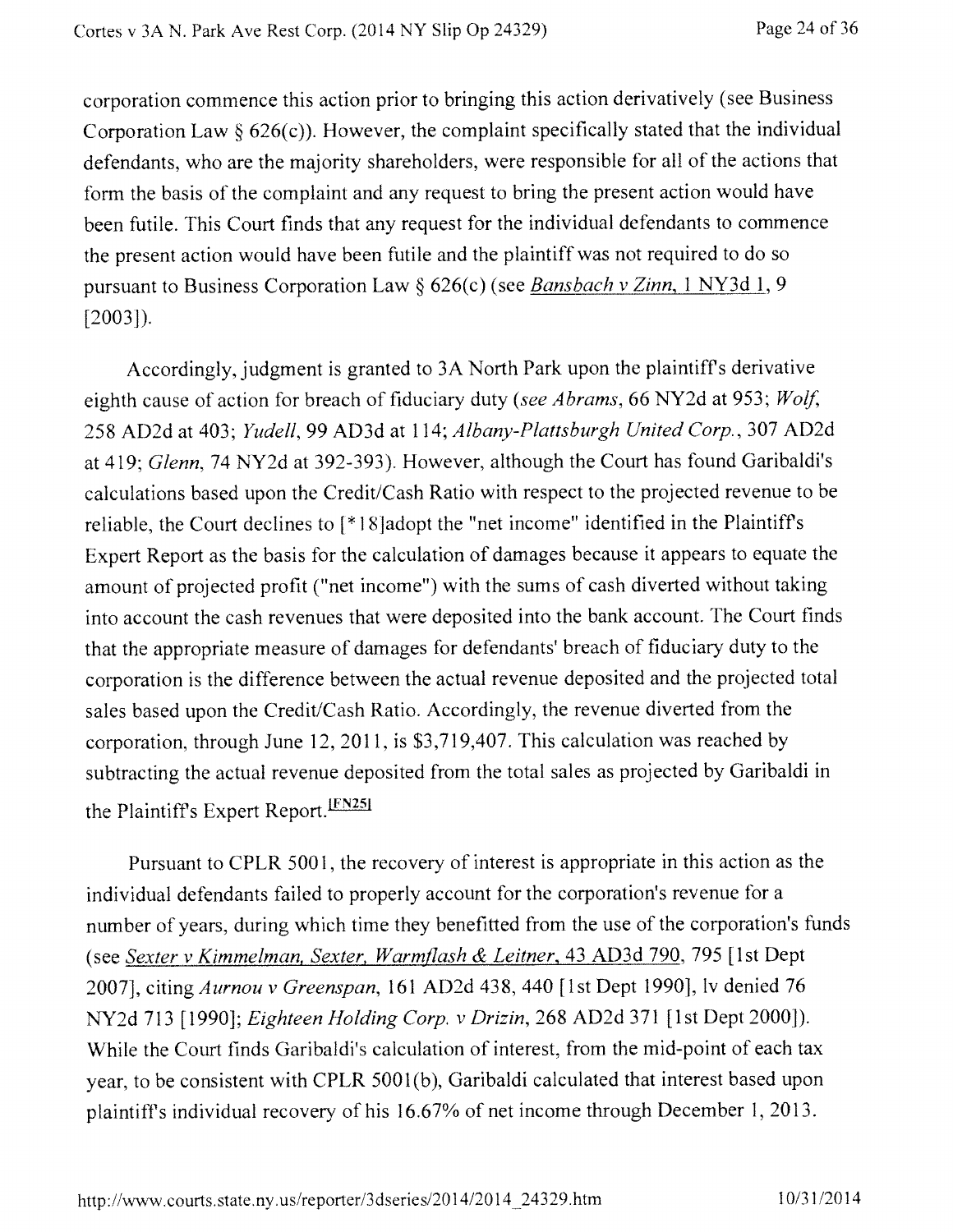corporation commence this action prior to bringing this action derivatively (see Business Corporation Law § 626(c)). However, the complaint specifically stated that the individual defendants, who are the majority shareholders, were responsible for all of the actions that form the basis of the complaint and any request to bring the present action would have been futile. This Court finds that any request for the individual defendants to commence the present action would have been futile and the plaintiff was not required to do so pursuant to Business Corporation Law § 626(c) (see Bansbach v Zinn, 1 NY3d 1, 9 [2003]).

Accordingly, judgment is granted to 3A North Park upon the plaintiff's derivative eighth cause of action for breach of fiduciary duty (*see Abrams*, 66 NY2d at 953; *Wolf*, 258 AD2d at 403; *Yudell*, 99 AD3d at 114; *Albany-Plattsburgh United Corp.*, 307 AD2d at 419; *Glenn*, 74 NY2d at 392-393). However, although the Court has found Garibaldi's calculations based upon the Credit/Cash Ratio with respect to the projected revenue to be reliable, the Court declines to [*18]adopt the "net income" identified in the Plaintiff's Expert Report as the basis for the calculation of damages because it appears to equate the amount of projected profit ("net income") with the sums of cash diverted without taking into account the cash revenues that were deposited into the bank account. The Court finds that the appropriate measure of damages for defendants' breach of fiduciary duty to the corporation is the difference between the actual revenue deposited and the projected total sales based upon the Credit/Cash Ratio. Accordingly, the revenue diverted from the corporation, through June 12, 2011, is $3,719,407. This calculation was reached by subtracting the actual revenue deposited from the total sales as projected by Garibaldi in the Plaintiff's Expert Report.[FN25]

Pursuant to CPLR 5001, the recovery of interest is appropriate in this action as the individual defendants failed to properly account for the corporation's revenue for a number of years, during which time they benefitted from the use of the corporation's funds (see Sexter v Kimmelman, Sexter, Warmflash & Leitner, 43 AD3d 790, 795 [1st Dept 2007], citing *Aurnou v Greenspan*, 161 AD2d 438, 440 [1st Dept 1990], lv denied 76 NY2d 713 [1990]; *Eighteen Holding Corp. v Drizin*, 268 AD2d 371 [1st Dept 2000]). While the Court finds Garibaldi's calculation of interest, from the mid-point of each tax year, to be consistent with CPLR 5001(b), Garibaldi calculated that interest based upon plaintiff's individual recovery of his 16.67% of net income through December 1, 2013.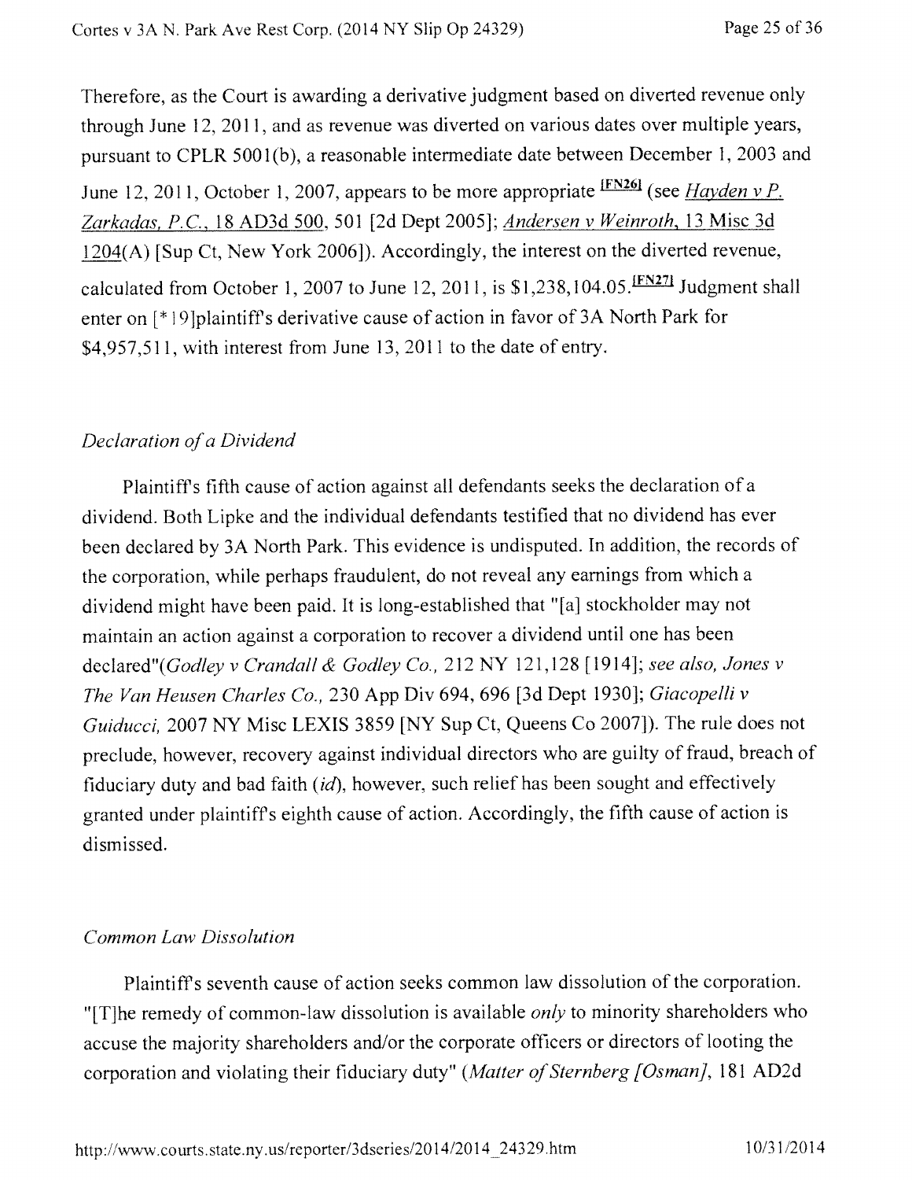Therefore, as the Court is awarding a derivative judgment based on diverted revenue only through June 12, 2011, and as revenue was diverted on various dates over multiple years, pursuant to CPLR 5001(b), a reasonable intermediate date between December 1, 2003 and June 12, 2011, October 1, 2007, appears to be more appropriate [FN26] (see *Hayden v P. Zarkadas, P.C.*, 18 AD3d 500, 501 [2d Dept 2005]; *Andersen v Weinroth*, 13 Misc 3d 1204(A) [Sup Ct, New York 2006]). Accordingly, the interest on the diverted revenue, calculated from October 1, 2007 to June 12, 2011, is $1,238,104.05.[FN27] Judgment shall enter on [*19]plaintiff's derivative cause of action in favor of 3A North Park for $4,957,511, with interest from June 13, 2011 to the date of entry.

### *Declaration of a Dividend*

Plaintiff's fifth cause of action against all defendants seeks the declaration of a dividend. Both Lipke and the individual defendants testified that no dividend has ever been declared by 3A North Park. This evidence is undisputed. In addition, the records of the corporation, while perhaps fraudulent, do not reveal any earnings from which a dividend might have been paid. It is long-established that "[a] stockholder may not maintain an action against a corporation to recover a dividend until one has been declared"(*Godley v Crandall & Godley Co.*, 212 NY 121,128 [1914]; *see also, Jones v The Van Heusen Charles Co.*, 230 App Div 694, 696 [3d Dept 1930]; *Giacopelli v Guiducci*, 2007 NY Misc LEXIS 3859 [NY Sup Ct, Queens Co 2007]). The rule does not preclude, however, recovery against individual directors who are guilty of fraud, breach of fiduciary duty and bad faith (*id*), however, such relief has been sought and effectively granted under plaintiff's eighth cause of action. Accordingly, the fifth cause of action is dismissed.

### *Common Law Dissolution*

Plaintiff's seventh cause of action seeks common law dissolution of the corporation. "[T]he remedy of common-law dissolution is available *only* to minority shareholders who accuse the majority shareholders and/or the corporate officers or directors of looting the corporation and violating their fiduciary duty" (*Matter of Sternberg [Osman]*, 181 AD2d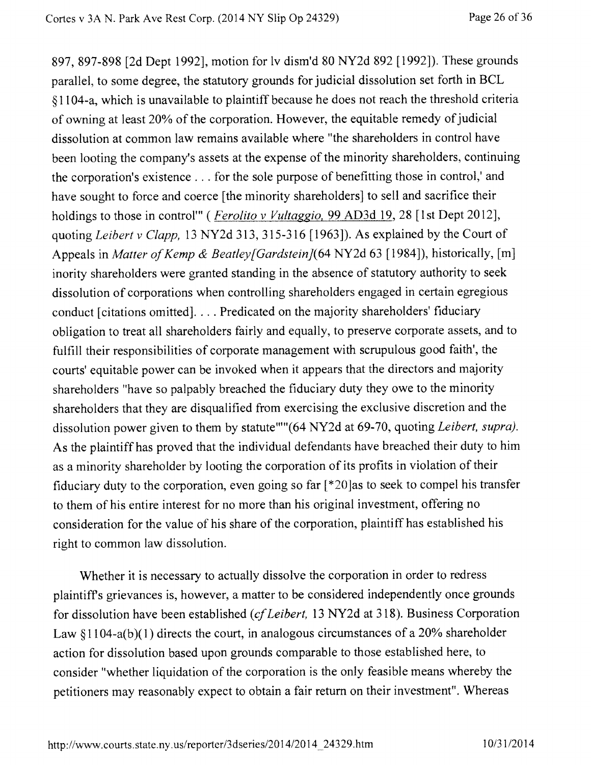897, 897-898 [2d Dept 1992], motion for lv dism'd 80 NY2d 892 [1992]). These grounds parallel, to some degree, the statutory grounds for judicial dissolution set forth in BCL §1104-a, which is unavailable to plaintiff because he does not reach the threshold criteria of owning at least 20% of the corporation. However, the equitable remedy of judicial dissolution at common law remains available where "the shareholders in control have been looting the company's assets at the expense of the minority shareholders, continuing the corporation's existence . . . for the sole purpose of benefitting those in control,' and have sought to force and coerce [the minority shareholders] to sell and sacrifice their holdings to those in control'" ( *Ferolito v Vultaggio*, 99 AD3d 19, 28 [1st Dept 2012], quoting *Leibert v Clapp*, 13 NY2d 313, 315-316 [1963]). As explained by the Court of Appeals in *Matter of Kemp & Beatley[Gardstein]*(64 NY2d 63 [1984]), historically, [m] inority shareholders were granted standing in the absence of statutory authority to seek dissolution of corporations when controlling shareholders engaged in certain egregious conduct [citations omitted]. . . . Predicated on the majority shareholders' fiduciary obligation to treat all shareholders fairly and equally, to preserve corporate assets, and to fulfill their responsibilities of corporate management with scrupulous good faith', the courts' equitable power can be invoked when it appears that the directors and majority shareholders "have so palpably breached the fiduciary duty they owe to the minority shareholders that they are disqualified from exercising the exclusive discretion and the dissolution power given to them by statute""(64 NY2d at 69-70, quoting *Leibert, supra)*. As the plaintiff has proved that the individual defendants have breached their duty to him as a minority shareholder by looting the corporation of its profits in violation of their fiduciary duty to the corporation, even going so far [*20]as to seek to compel his transfer to them of his entire interest for no more than his original investment, offering no consideration for the value of his share of the corporation, plaintiff has established his right to common law dissolution.

Whether it is necessary to actually dissolve the corporation in order to redress plaintiff's grievances is, however, a matter to be considered independently once grounds for dissolution have been established (*cf Leibert,* 13 NY2d at 318). Business Corporation Law §1104-a(b)(1) directs the court, in analogous circumstances of a 20% shareholder action for dissolution based upon grounds comparable to those established here, to consider "whether liquidation of the corporation is the only feasible means whereby the petitioners may reasonably expect to obtain a fair return on their investment". Whereas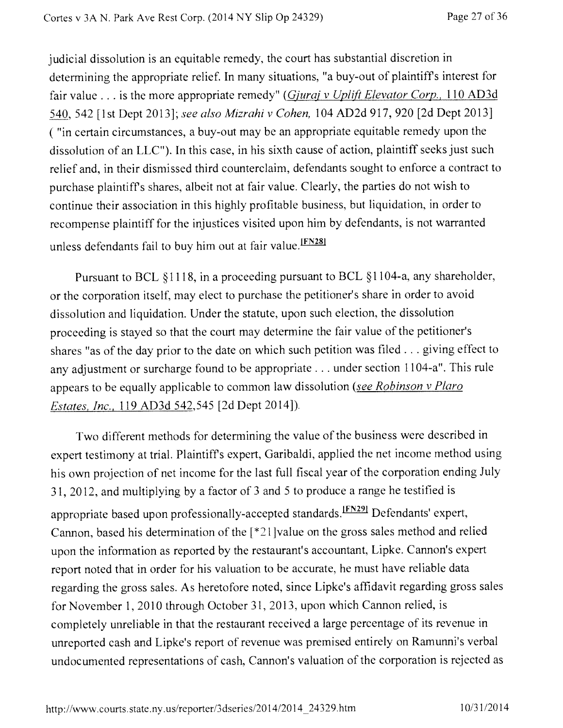judicial dissolution is an equitable remedy, the court has substantial discretion in determining the appropriate relief. In many situations, "a buy-out of plaintiff's interest for fair value . . . is the more appropriate remedy" (*Gjuraj v Uplift Elevator Corp.*, 110 AD3d 540, 542 [1st Dept 2013]; *see also Mizrahi v Cohen,* 104 AD2d 917, 920 [2d Dept 2013] ( "in certain circumstances, a buy-out may be an appropriate equitable remedy upon the dissolution of an LLC"). In this case, in his sixth cause of action, plaintiff seeks just such relief and, in their dismissed third counterclaim, defendants sought to enforce a contract to purchase plaintiff's shares, albeit not at fair value. Clearly, the parties do not wish to continue their association in this highly profitable business, but liquidation, in order to recompense plaintiff for the injustices visited upon him by defendants, is not warranted unless defendants fail to buy him out at fair value.[FN28]

Pursuant to BCL §1118, in a proceeding pursuant to BCL §1104-a, any shareholder, or the corporation itself, may elect to purchase the petitioner's share in order to avoid dissolution and liquidation. Under the statute, upon such election, the dissolution proceeding is stayed so that the court may determine the fair value of the petitioner's shares "as of the day prior to the date on which such petition was filed . . . giving effect to any adjustment or surcharge found to be appropriate . . . under section 1104-a". This rule appears to be equally applicable to common law dissolution (*see Robinson v Plaro Estates, Inc.*, 119 AD3d 542,545 [2d Dept 2014]).

Two different methods for determining the value of the business were described in expert testimony at trial. Plaintiff's expert, Garibaldi, applied the net income method using his own projection of net income for the last full fiscal year of the corporation ending July 31, 2012, and multiplying by a factor of 3 and 5 to produce a range he testified is appropriate based upon professionally-accepted standards.[FN29] Defendants' expert, Cannon, based his determination of the [*21]value on the gross sales method and relied upon the information as reported by the restaurant's accountant, Lipke. Cannon's expert report noted that in order for his valuation to be accurate, he must have reliable data regarding the gross sales. As heretofore noted, since Lipke's affidavit regarding gross sales for November 1, 2010 through October 31, 2013, upon which Cannon relied, is completely unreliable in that the restaurant received a large percentage of its revenue in unreported cash and Lipke's report of revenue was premised entirely on Ramunni's verbal undocumented representations of cash, Cannon's valuation of the corporation is rejected as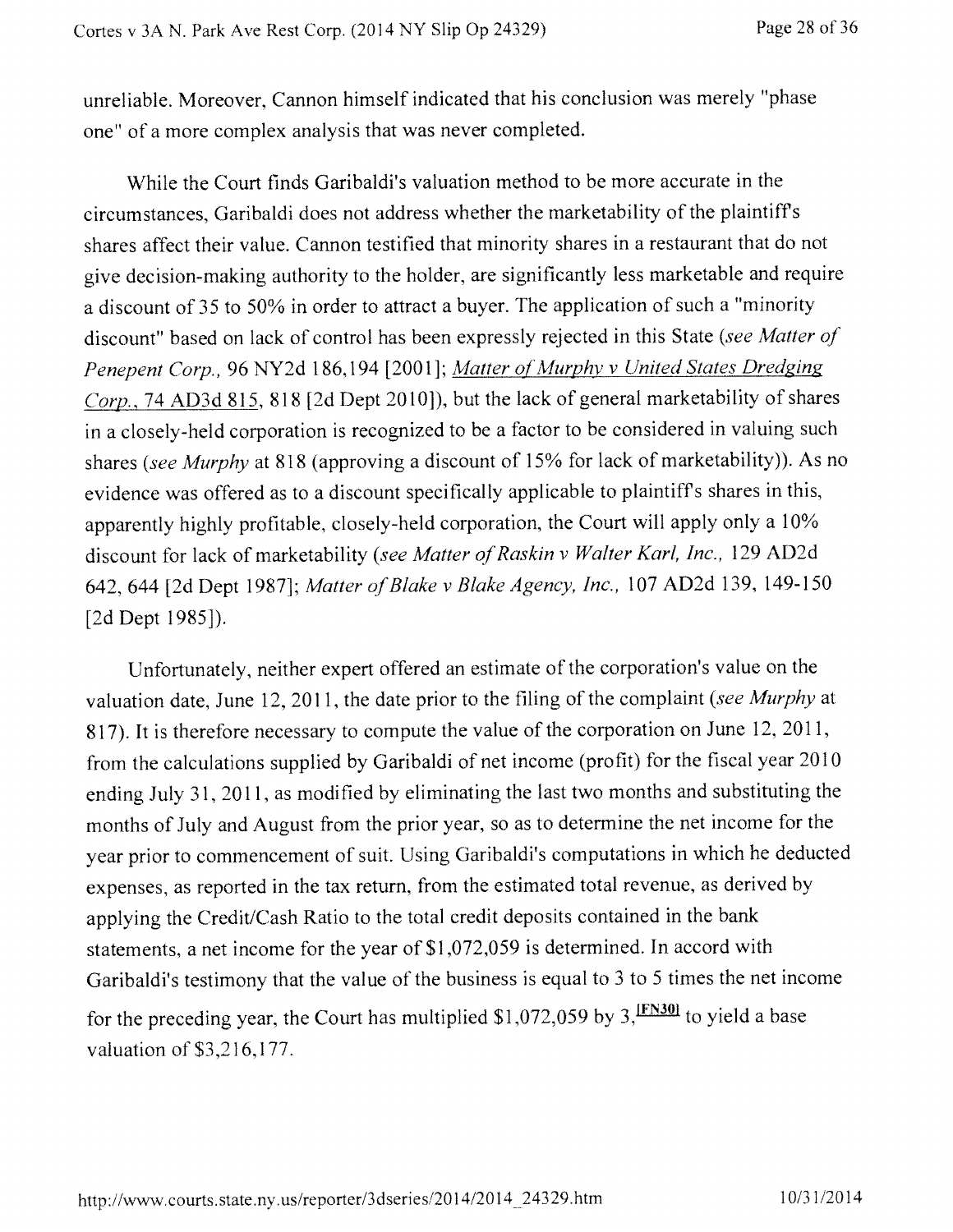unreliable. Moreover, Cannon himself indicated that his conclusion was merely "phase one" of a more complex analysis that was never completed.

While the Court finds Garibaldi's valuation method to be more accurate in the circumstances, Garibaldi does not address whether the marketability of the plaintiff's shares affect their value. Cannon testified that minority shares in a restaurant that do not give decision-making authority to the holder, are significantly less marketable and require a discount of 35 to 50% in order to attract a buyer. The application of such a "minority discount" based on lack of control has been expressly rejected in this State (*see Matter of Penepent Corp.*, 96 NY2d 186,194 [2001]; *Matter of Murphy v United States Dredging Corp.*, 74 AD3d 815, 818 [2d Dept 2010]), but the lack of general marketability of shares in a closely-held corporation is recognized to be a factor to be considered in valuing such shares (*see Murphy* at 818 (approving a discount of 15% for lack of marketability)). As no evidence was offered as to a discount specifically applicable to plaintiff's shares in this, apparently highly profitable, closely-held corporation, the Court will apply only a 10% discount for lack of marketability (*see Matter of Raskin v Walter Karl, Inc.*, 129 AD2d 642, 644 [2d Dept 1987]; *Matter of Blake v Blake Agency, Inc.*, 107 AD2d 139, 149-150 [2d Dept 1985]).

Unfortunately, neither expert offered an estimate of the corporation's value on the valuation date, June 12, 2011, the date prior to the filing of the complaint (*see Murphy* at 817). It is therefore necessary to compute the value of the corporation on June 12, 2011, from the calculations supplied by Garibaldi of net income (profit) for the fiscal year 2010 ending July 31, 2011, as modified by eliminating the last two months and substituting the months of July and August from the prior year, so as to determine the net income for the year prior to commencement of suit. Using Garibaldi's computations in which he deducted expenses, as reported in the tax return, from the estimated total revenue, as derived by applying the Credit/Cash Ratio to the total credit deposits contained in the bank statements, a net income for the year of $1,072,059 is determined. In accord with Garibaldi's testimony that the value of the business is equal to 3 to 5 times the net income for the preceding year, the Court has multiplied $1,072,059 by 3,[FN30] to yield a base valuation of $3,216,177.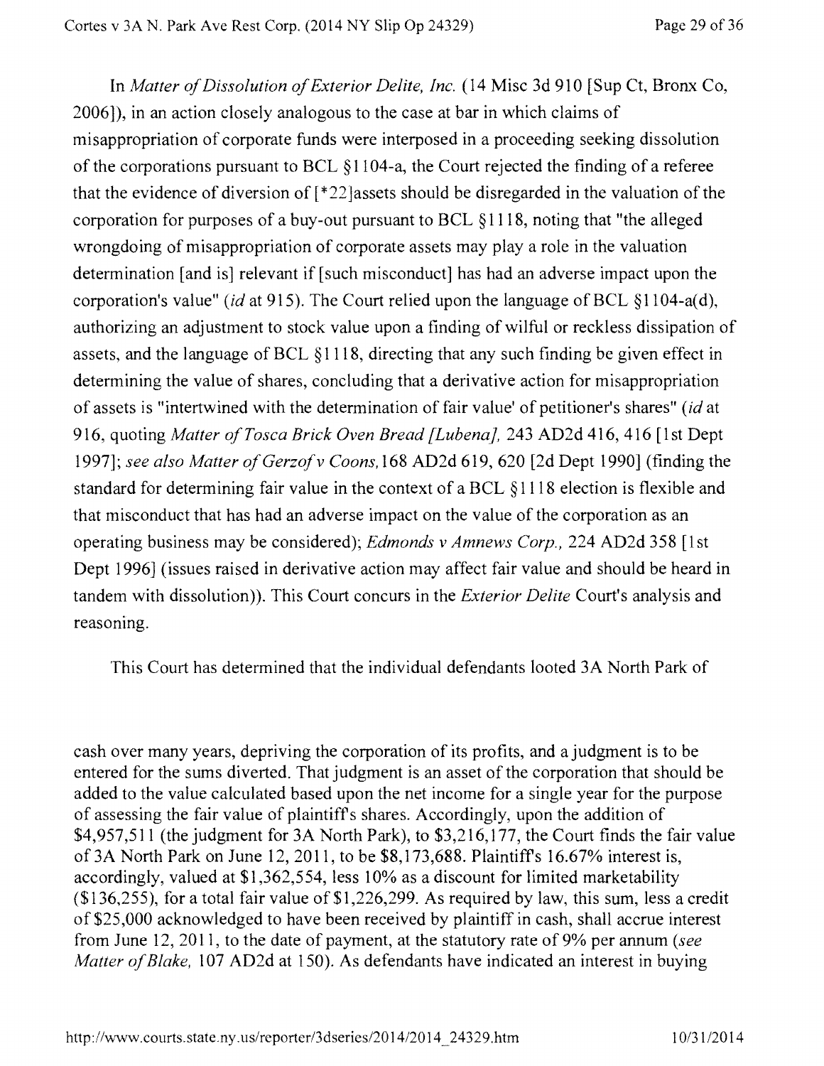In *Matter of Dissolution of Exterior Delite, Inc.* (14 Misc 3d 910 [Sup Ct, Bronx Co, 2006]), in an action closely analogous to the case at bar in which claims of misappropriation of corporate funds were interposed in a proceeding seeking dissolution of the corporations pursuant to BCL §1104-a, the Court rejected the finding of a referee that the evidence of diversion of [*22]assets should be disregarded in the valuation of the corporation for purposes of a buy-out pursuant to BCL §1118, noting that "the alleged wrongdoing of misappropriation of corporate assets may play a role in the valuation determination [and is] relevant if [such misconduct] has had an adverse impact upon the corporation's value" (*id* at 915). The Court relied upon the language of BCL §1104-a(d), authorizing an adjustment to stock value upon a finding of wilful or reckless dissipation of assets, and the language of BCL §1118, directing that any such finding be given effect in determining the value of shares, concluding that a derivative action for misappropriation of assets is "intertwined with the determination of fair value' of petitioner's shares" (*id* at 916, quoting *Matter of Tosca Brick Oven Bread [Lubena]*, 243 AD2d 416, 416 [1st Dept 1997]; *see also Matter of Gerzof v Coons*, 168 AD2d 619, 620 [2d Dept 1990] (finding the standard for determining fair value in the context of a BCL §1118 election is flexible and that misconduct that has had an adverse impact on the value of the corporation as an operating business may be considered); *Edmonds v Amnews Corp.*, 224 AD2d 358 [1st Dept 1996] (issues raised in derivative action may affect fair value and should be heard in tandem with dissolution)). This Court concurs in the *Exterior Delite* Court's analysis and reasoning.

This Court has determined that the individual defendants looted 3A North Park of cash over many years, depriving the corporation of its profits, and a judgment is to be entered for the sums diverted. That judgment is an asset of the corporation that should be added to the value calculated based upon the net income for a single year for the purpose of assessing the fair value of plaintiff's shares. Accordingly, upon the addition of $4,957,511 (the judgment for 3A North Park), to $3,216,177, the Court finds the fair value of 3A North Park on June 12, 2011, to be $8,173,688. Plaintiff's 16.67% interest is, accordingly, valued at $1,362,554, less 10% as a discount for limited marketability ($136,255), for a total fair value of $1,226,299. As required by law, this sum, less a credit of $25,000 acknowledged to have been received by plaintiff in cash, shall accrue interest from June 12, 2011, to the date of payment, at the statutory rate of 9% per annum (*see Matter of Blake*, 107 AD2d at 150). As defendants have indicated an interest in buying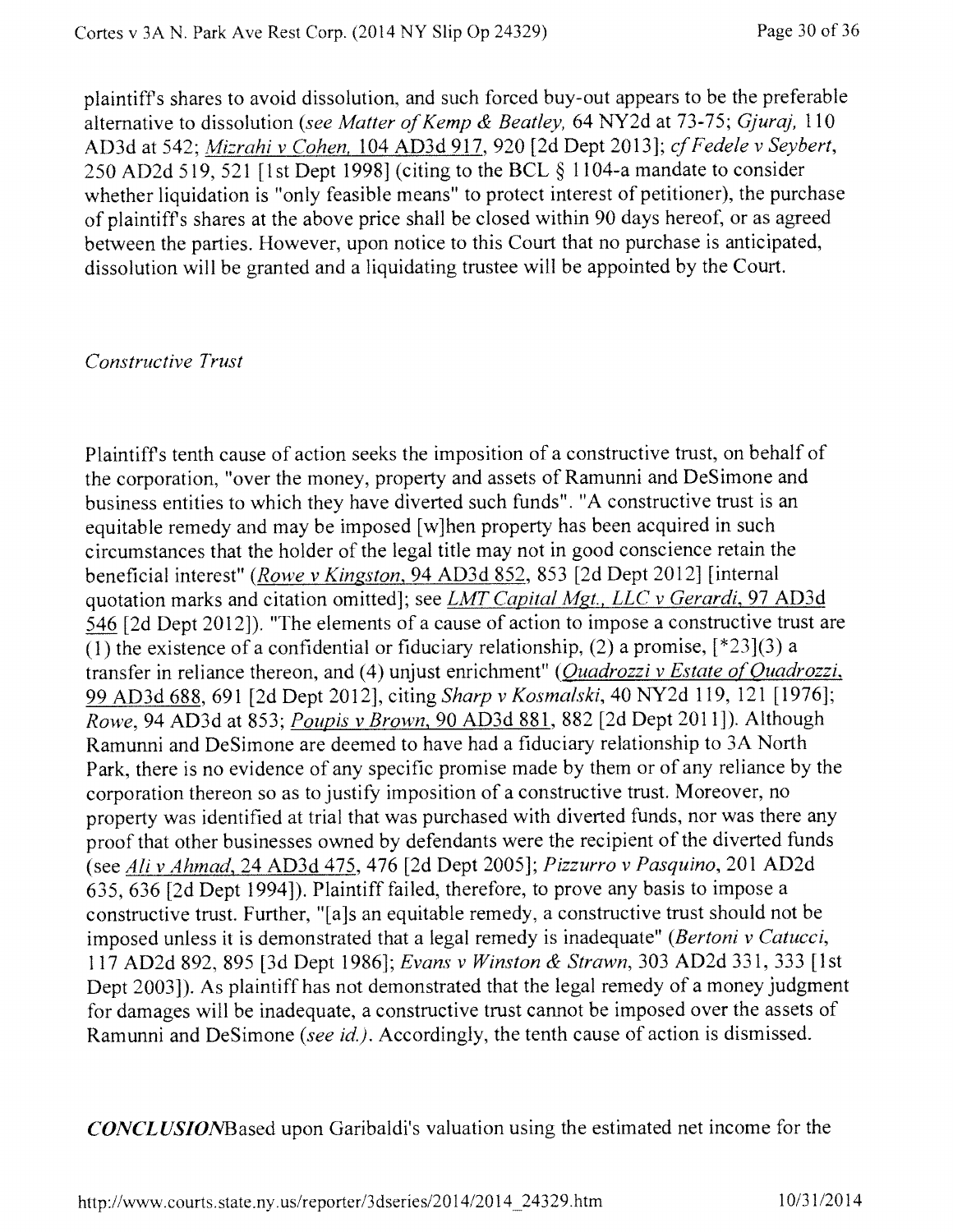plaintiff's shares to avoid dissolution, and such forced buy-out appears to be the preferable alternative to dissolution (*see Matter of Kemp & Beatley*, 64 NY2d at 73-75; *Gjuraj*, 110 AD3d at 542; *Mizrahi v Cohen*, 104 AD3d 917, 920 [2d Dept 2013]; *cf Fedele v Seybert*, 250 AD2d 519, 521 [1st Dept 1998] (citing to the BCL § 1104-a mandate to consider whether liquidation is "only feasible means" to protect interest of petitioner), the purchase of plaintiff's shares at the above price shall be closed within 90 days hereof, or as agreed between the parties. However, upon notice to this Court that no purchase is anticipated, dissolution will be granted and a liquidating trustee will be appointed by the Court.

*Constructive Trust*

Plaintiff's tenth cause of action seeks the imposition of a constructive trust, on behalf of the corporation, "over the money, property and assets of Ramunni and DeSimone and business entities to which they have diverted such funds". "A constructive trust is an equitable remedy and may be imposed [w]hen property has been acquired in such circumstances that the holder of the legal title may not in good conscience retain the beneficial interest" (*Rowe v Kingston*, 94 AD3d 852, 853 [2d Dept 2012] [internal quotation marks and citation omitted]; see *LMT Capital Mgt., LLC v Gerardi*, 97 AD3d 546 [2d Dept 2012]). "The elements of a cause of action to impose a constructive trust are (1) the existence of a confidential or fiduciary relationship, (2) a promise, [*23](3) a transfer in reliance thereon, and (4) unjust enrichment" (*Quadrozzi v Estate of Quadrozzi*, 99 AD3d 688, 691 [2d Dept 2012], citing *Sharp v Kosmalski*, 40 NY2d 119, 121 [1976]; *Rowe*, 94 AD3d at 853; *Poupis v Brown*, 90 AD3d 881, 882 [2d Dept 2011]). Although Ramunni and DeSimone are deemed to have had a fiduciary relationship to 3A North Park, there is no evidence of any specific promise made by them or of any reliance by the corporation thereon so as to justify imposition of a constructive trust. Moreover, no property was identified at trial that was purchased with diverted funds, nor was there any proof that other businesses owned by defendants were the recipient of the diverted funds (see *Ali v Ahmad*, 24 AD3d 475, 476 [2d Dept 2005]; *Pizzurro v Pasquino*, 201 AD2d 635, 636 [2d Dept 1994]). Plaintiff failed, therefore, to prove any basis to impose a constructive trust. Further, "[a]s an equitable remedy, a constructive trust should not be imposed unless it is demonstrated that a legal remedy is inadequate" (*Bertoni v Catucci*, 117 AD2d 892, 895 [3d Dept 1986]; *Evans v Winston & Strawn*, 303 AD2d 331, 333 [1st Dept 2003]). As plaintiff has not demonstrated that the legal remedy of a money judgment for damages will be inadequate, a constructive trust cannot be imposed over the assets of Ramunni and DeSimone (*see id.*). Accordingly, the tenth cause of action is dismissed.

***CONCLUSION***Based upon Garibaldi's valuation using the estimated net income for the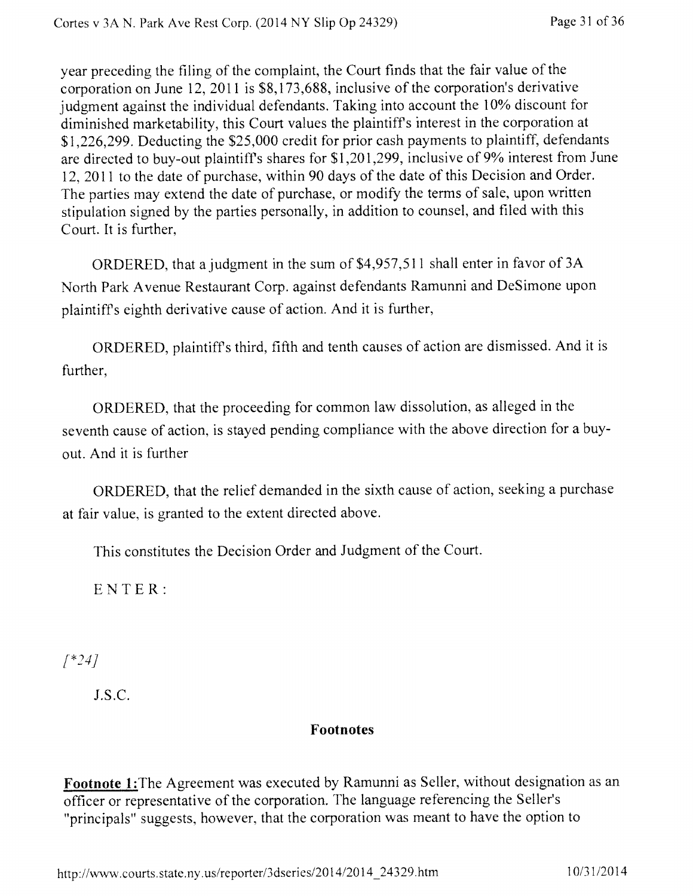year preceding the filing of the complaint, the Court finds that the fair value of the corporation on June 12, 2011 is $8,173,688, inclusive of the corporation's derivative judgment against the individual defendants. Taking into account the 10% discount for diminished marketability, this Court values the plaintiff's interest in the corporation at $1,226,299. Deducting the $25,000 credit for prior cash payments to plaintiff, defendants are directed to buy-out plaintiff's shares for $1,201,299, inclusive of 9% interest from June 12, 2011 to the date of purchase, within 90 days of the date of this Decision and Order. The parties may extend the date of purchase, or modify the terms of sale, upon written stipulation signed by the parties personally, in addition to counsel, and filed with this Court. It is further,

ORDERED, that a judgment in the sum of $4,957,511 shall enter in favor of 3A North Park Avenue Restaurant Corp. against defendants Ramunni and DeSimone upon plaintiff's eighth derivative cause of action. And it is further,

ORDERED, plaintiff's third, fifth and tenth causes of action are dismissed. And it is further,

ORDERED, that the proceeding for common law dissolution, as alleged in the seventh cause of action, is stayed pending compliance with the above direction for a buy-out. And it is further

ORDERED, that the relief demanded in the sixth cause of action, seeking a purchase at fair value, is granted to the extent directed above.

This constitutes the Decision Order and Judgment of the Court.

E N T E R :

*[*24]*

J.S.C.

## Footnotes

**Footnote 1:** The Agreement was executed by Ramunni as Seller, without designation as an officer or representative of the corporation. The language referencing the Seller's "principals" suggests, however, that the corporation was meant to have the option to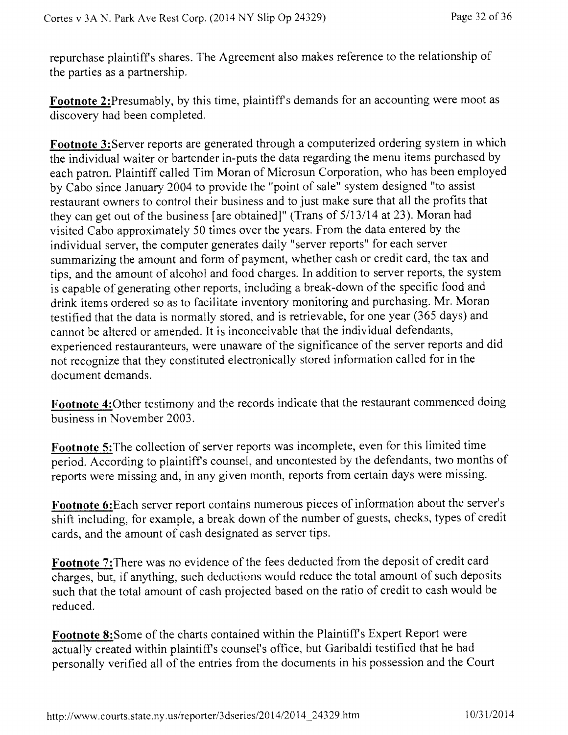repurchase plaintiff's shares. The Agreement also makes reference to the relationship of the parties as a partnership.

**Footnote 2:**Presumably, by this time, plaintiff's demands for an accounting were moot as discovery had been completed.

**Footnote 3:**Server reports are generated through a computerized ordering system in which the individual waiter or bartender in-puts the data regarding the menu items purchased by each patron. Plaintiff called Tim Moran of Microsun Corporation, who has been employed by Cabo since January 2004 to provide the "point of sale" system designed "to assist restaurant owners to control their business and to just make sure that all the profits that they can get out of the business [are obtained]" (Trans of 5/13/14 at 23). Moran had visited Cabo approximately 50 times over the years. From the data entered by the individual server, the computer generates daily "server reports" for each server summarizing the amount and form of payment, whether cash or credit card, the tax and tips, and the amount of alcohol and food charges. In addition to server reports, the system is capable of generating other reports, including a break-down of the specific food and drink items ordered so as to facilitate inventory monitoring and purchasing. Mr. Moran testified that the data is normally stored, and is retrievable, for one year (365 days) and cannot be altered or amended. It is inconceivable that the individual defendants, experienced restauranteurs, were unaware of the significance of the server reports and did not recognize that they constituted electronically stored information called for in the document demands.

**Footnote 4:**Other testimony and the records indicate that the restaurant commenced doing business in November 2003.

**Footnote 5:**The collection of server reports was incomplete, even for this limited time period. According to plaintiff's counsel, and uncontested by the defendants, two months of reports were missing and, in any given month, reports from certain days were missing.

**Footnote 6:**Each server report contains numerous pieces of information about the server's shift including, for example, a break down of the number of guests, checks, types of credit cards, and the amount of cash designated as server tips.

**Footnote 7:**There was no evidence of the fees deducted from the deposit of credit card charges, but, if anything, such deductions would reduce the total amount of such deposits such that the total amount of cash projected based on the ratio of credit to cash would be reduced.

**Footnote 8:**Some of the charts contained within the Plaintiff's Expert Report were actually created within plaintiff's counsel's office, but Garibaldi testified that he had personally verified all of the entries from the documents in his possession and the Court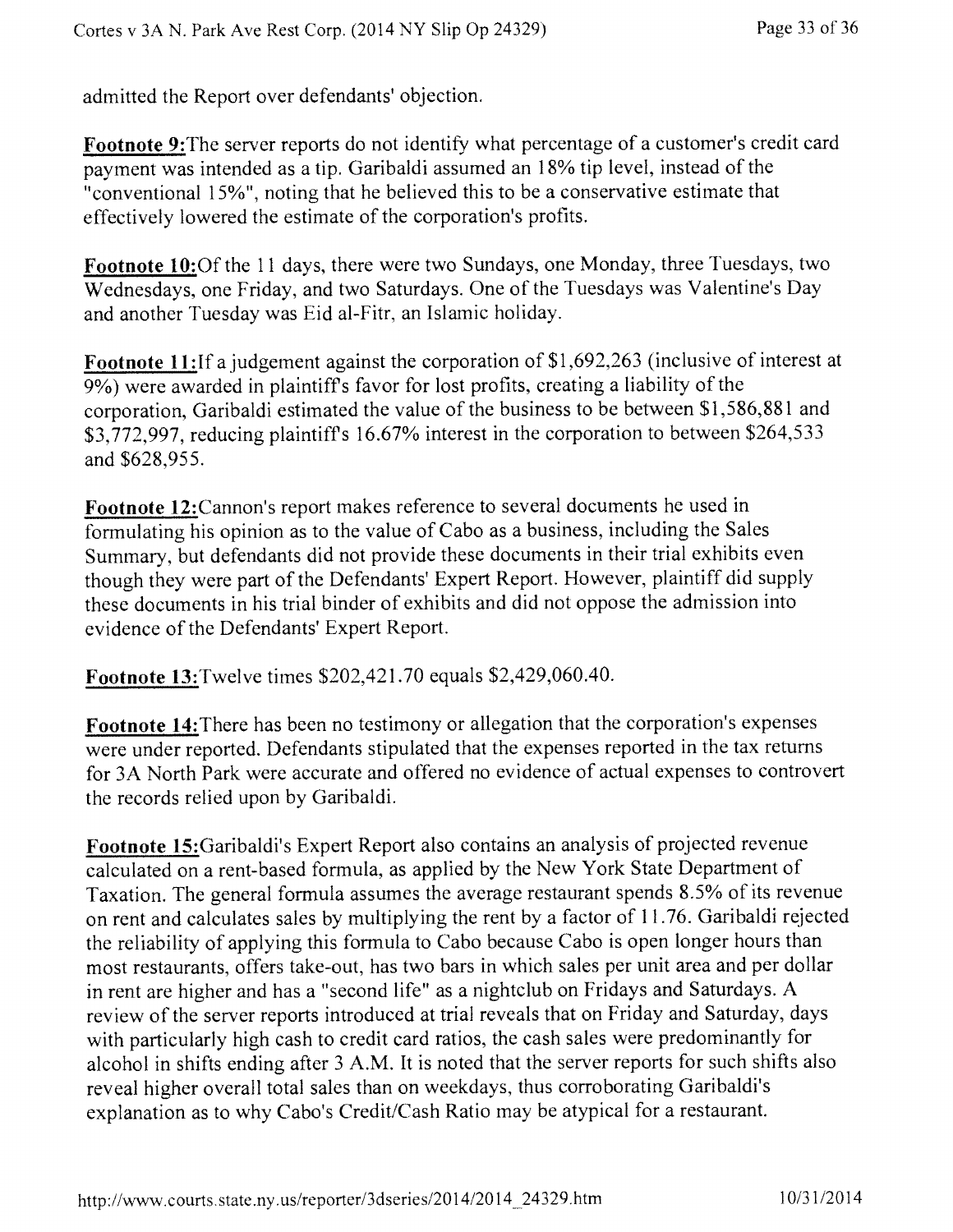admitted the Report over defendants' objection.

**Footnote 9:**The server reports do not identify what percentage of a customer's credit card payment was intended as a tip. Garibaldi assumed an 18% tip level, instead of the "conventional 15%", noting that he believed this to be a conservative estimate that effectively lowered the estimate of the corporation's profits.

**Footnote 10:**Of the 11 days, there were two Sundays, one Monday, three Tuesdays, two Wednesdays, one Friday, and two Saturdays. One of the Tuesdays was Valentine's Day and another Tuesday was Eid al-Fitr, an Islamic holiday.

**Footnote 11:**If a judgement against the corporation of $1,692,263 (inclusive of interest at 9%) were awarded in plaintiff's favor for lost profits, creating a liability of the corporation, Garibaldi estimated the value of the business to be between $1,586,881 and $3,772,997, reducing plaintiff's 16.67% interest in the corporation to between $264,533 and $628,955.

**Footnote 12:**Cannon's report makes reference to several documents he used in formulating his opinion as to the value of Cabo as a business, including the Sales Summary, but defendants did not provide these documents in their trial exhibits even though they were part of the Defendants' Expert Report. However, plaintiff did supply these documents in his trial binder of exhibits and did not oppose the admission into evidence of the Defendants' Expert Report.

**Footnote 13:**Twelve times $202,421.70 equals $2,429,060.40.

**Footnote 14:**There has been no testimony or allegation that the corporation's expenses were under reported. Defendants stipulated that the expenses reported in the tax returns for 3A North Park were accurate and offered no evidence of actual expenses to controvert the records relied upon by Garibaldi.

**Footnote 15:**Garibaldi's Expert Report also contains an analysis of projected revenue calculated on a rent-based formula, as applied by the New York State Department of Taxation. The general formula assumes the average restaurant spends 8.5% of its revenue on rent and calculates sales by multiplying the rent by a factor of 11.76. Garibaldi rejected the reliability of applying this formula to Cabo because Cabo is open longer hours than most restaurants, offers take-out, has two bars in which sales per unit area and per dollar in rent are higher and has a "second life" as a nightclub on Fridays and Saturdays. A review of the server reports introduced at trial reveals that on Friday and Saturday, days with particularly high cash to credit card ratios, the cash sales were predominantly for alcohol in shifts ending after 3 A.M. It is noted that the server reports for such shifts also reveal higher overall total sales than on weekdays, thus corroborating Garibaldi's explanation as to why Cabo's Credit/Cash Ratio may be atypical for a restaurant.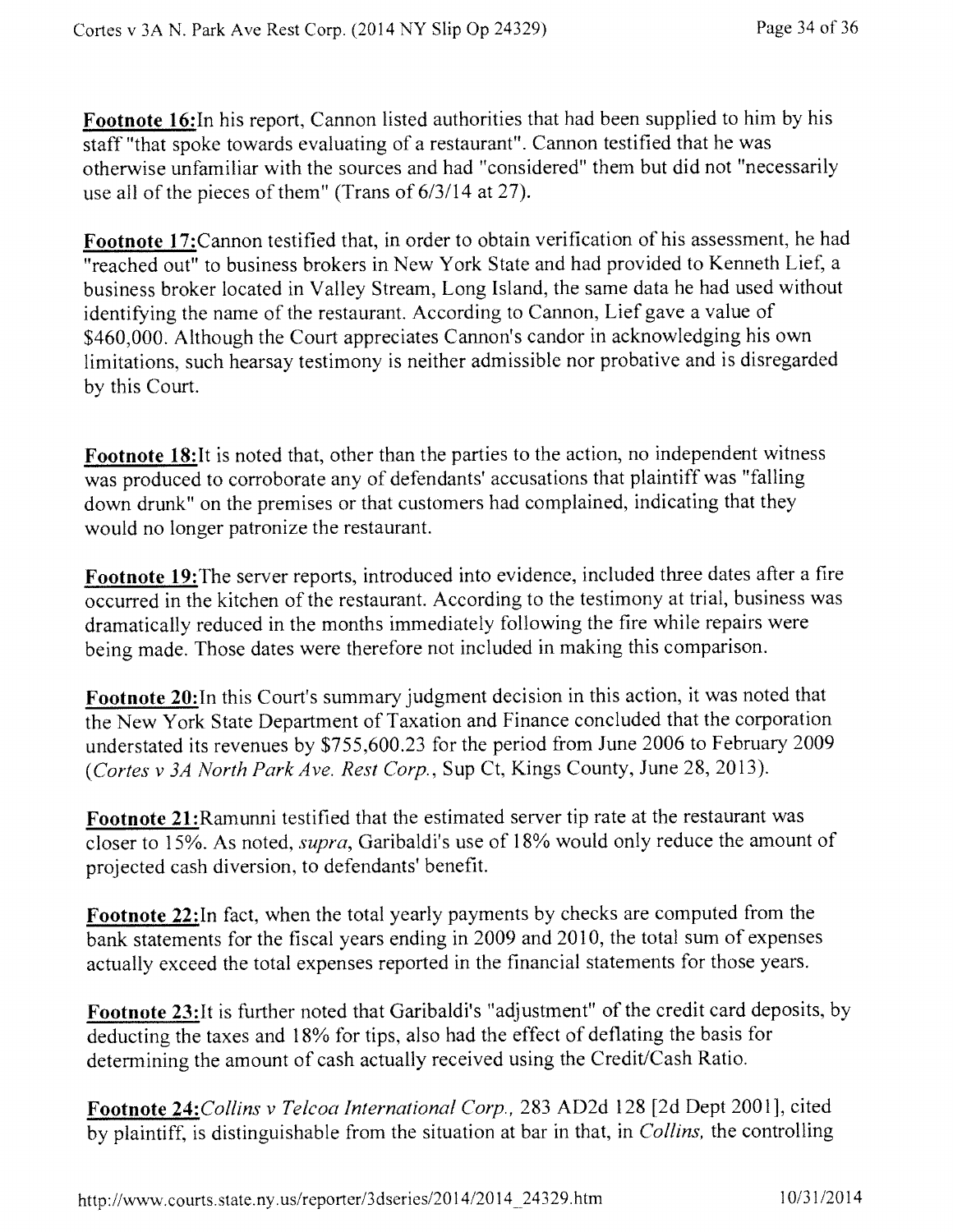**Footnote 16:**In his report, Cannon listed authorities that had been supplied to him by his staff "that spoke towards evaluating of a restaurant". Cannon testified that he was otherwise unfamiliar with the sources and had "considered" them but did not "necessarily use all of the pieces of them" (Trans of 6/3/14 at 27).

**Footnote 17:**Cannon testified that, in order to obtain verification of his assessment, he had "reached out" to business brokers in New York State and had provided to Kenneth Lief, a business broker located in Valley Stream, Long Island, the same data he had used without identifying the name of the restaurant. According to Cannon, Lief gave a value of $460,000. Although the Court appreciates Cannon's candor in acknowledging his own limitations, such hearsay testimony is neither admissible nor probative and is disregarded by this Court.

**Footnote 18:**It is noted that, other than the parties to the action, no independent witness was produced to corroborate any of defendants' accusations that plaintiff was "falling down drunk" on the premises or that customers had complained, indicating that they would no longer patronize the restaurant.

**Footnote 19:**The server reports, introduced into evidence, included three dates after a fire occurred in the kitchen of the restaurant. According to the testimony at trial, business was dramatically reduced in the months immediately following the fire while repairs were being made. Those dates were therefore not included in making this comparison.

**Footnote 20:**In this Court's summary judgment decision in this action, it was noted that the New York State Department of Taxation and Finance concluded that the corporation understated its revenues by $755,600.23 for the period from June 2006 to February 2009 (*Cortes v 3A North Park Ave. Rest Corp.*, Sup Ct, Kings County, June 28, 2013).

**Footnote 21:**Ramunni testified that the estimated server tip rate at the restaurant was closer to 15%. As noted, *supra*, Garibaldi's use of 18% would only reduce the amount of projected cash diversion, to defendants' benefit.

**Footnote 22:**In fact, when the total yearly payments by checks are computed from the bank statements for the fiscal years ending in 2009 and 2010, the total sum of expenses actually exceed the total expenses reported in the financial statements for those years.

**Footnote 23:**It is further noted that Garibaldi's "adjustment" of the credit card deposits, by deducting the taxes and 18% for tips, also had the effect of deflating the basis for determining the amount of cash actually received using the Credit/Cash Ratio.

**Footnote 24:***Collins v Telcoa International Corp.*, 283 AD2d 128 [2d Dept 2001], cited by plaintiff, is distinguishable from the situation at bar in that, in *Collins,* the controlling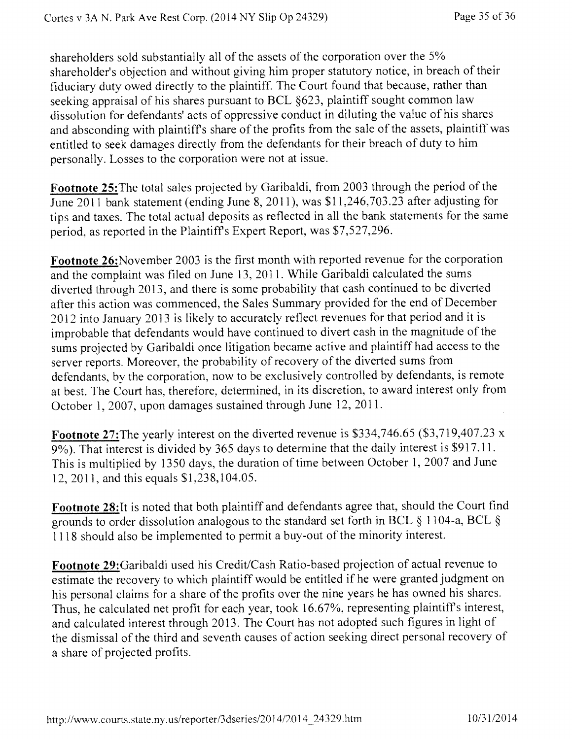shareholders sold substantially all of the assets of the corporation over the 5% shareholder's objection and without giving him proper statutory notice, in breach of their fiduciary duty owed directly to the plaintiff. The Court found that because, rather than seeking appraisal of his shares pursuant to BCL §623, plaintiff sought common law dissolution for defendants' acts of oppressive conduct in diluting the value of his shares and absconding with plaintiff's share of the profits from the sale of the assets, plaintiff was entitled to seek damages directly from the defendants for their breach of duty to him personally. Losses to the corporation were not at issue.

**Footnote 25:**The total sales projected by Garibaldi, from 2003 through the period of the June 2011 bank statement (ending June 8, 2011), was $11,246,703.23 after adjusting for tips and taxes. The total actual deposits as reflected in all the bank statements for the same period, as reported in the Plaintiff's Expert Report, was $7,527,296.

**Footnote 26:**November 2003 is the first month with reported revenue for the corporation and the complaint was filed on June 13, 2011. While Garibaldi calculated the sums diverted through 2013, and there is some probability that cash continued to be diverted after this action was commenced, the Sales Summary provided for the end of December 2012 into January 2013 is likely to accurately reflect revenues for that period and it is improbable that defendants would have continued to divert cash in the magnitude of the sums projected by Garibaldi once litigation became active and plaintiff had access to the server reports. Moreover, the probability of recovery of the diverted sums from defendants, by the corporation, now to be exclusively controlled by defendants, is remote at best. The Court has, therefore, determined, in its discretion, to award interest only from October 1, 2007, upon damages sustained through June 12, 2011.

**Footnote 27:**The yearly interest on the diverted revenue is $334,746.65 ($3,719,407.23 x 9%). That interest is divided by 365 days to determine that the daily interest is $917.11. This is multiplied by 1350 days, the duration of time between October 1, 2007 and June 12, 2011, and this equals $1,238,104.05.

**Footnote 28:**It is noted that both plaintiff and defendants agree that, should the Court find grounds to order dissolution analogous to the standard set forth in BCL § 1104-a, BCL § 1118 should also be implemented to permit a buy-out of the minority interest.

**Footnote 29:**Garibaldi used his Credit/Cash Ratio-based projection of actual revenue to estimate the recovery to which plaintiff would be entitled if he were granted judgment on his personal claims for a share of the profits over the nine years he has owned his shares. Thus, he calculated net profit for each year, took 16.67%, representing plaintiff's interest, and calculated interest through 2013. The Court has not adopted such figures in light of the dismissal of the third and seventh causes of action seeking direct personal recovery of a share of projected profits.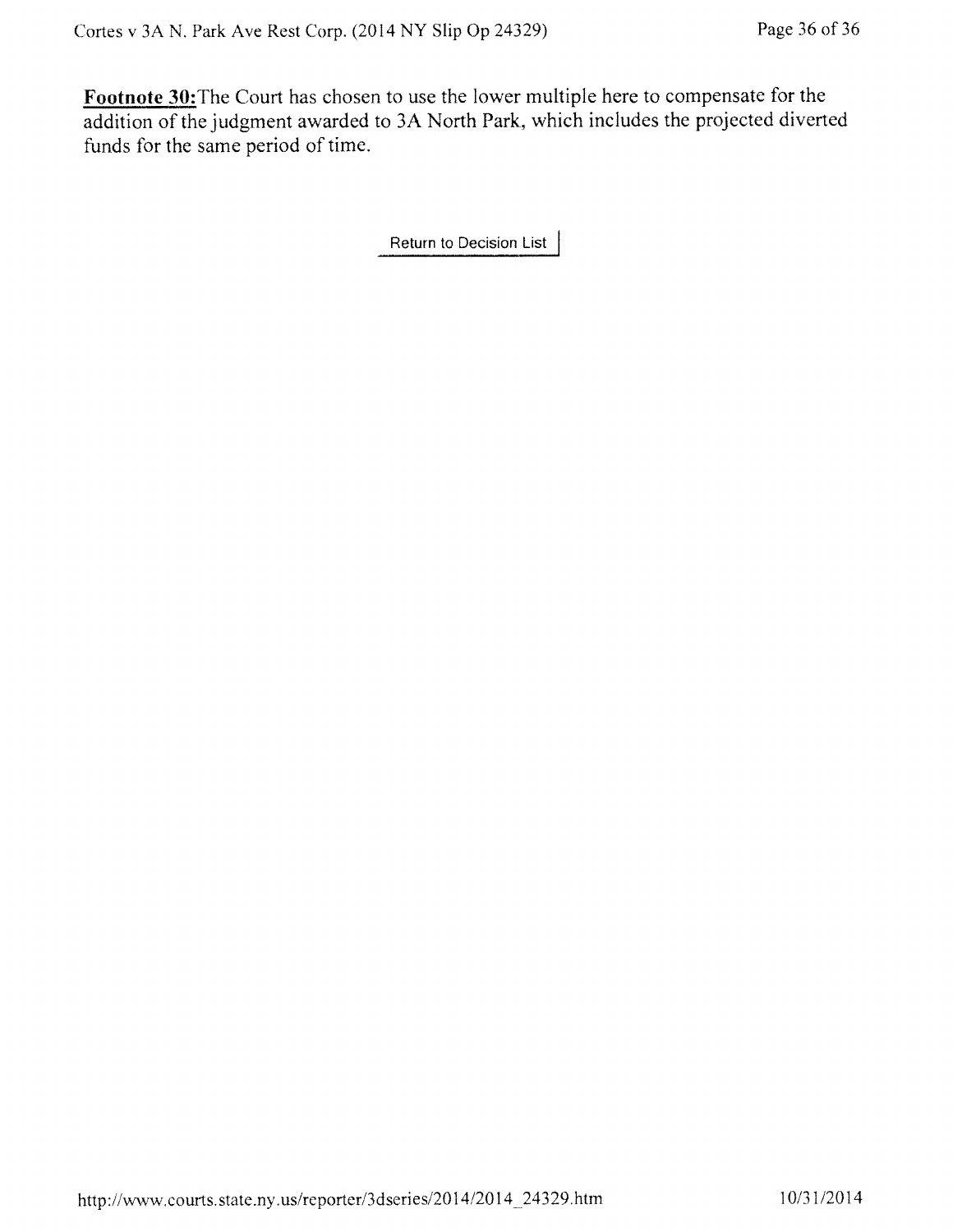**Footnote 30:** The Court has chosen to use the lower multiple here to compensate for the addition of the judgment awarded to 3A North Park, which includes the projected diverted funds for the same period of time.

Return to Decision List